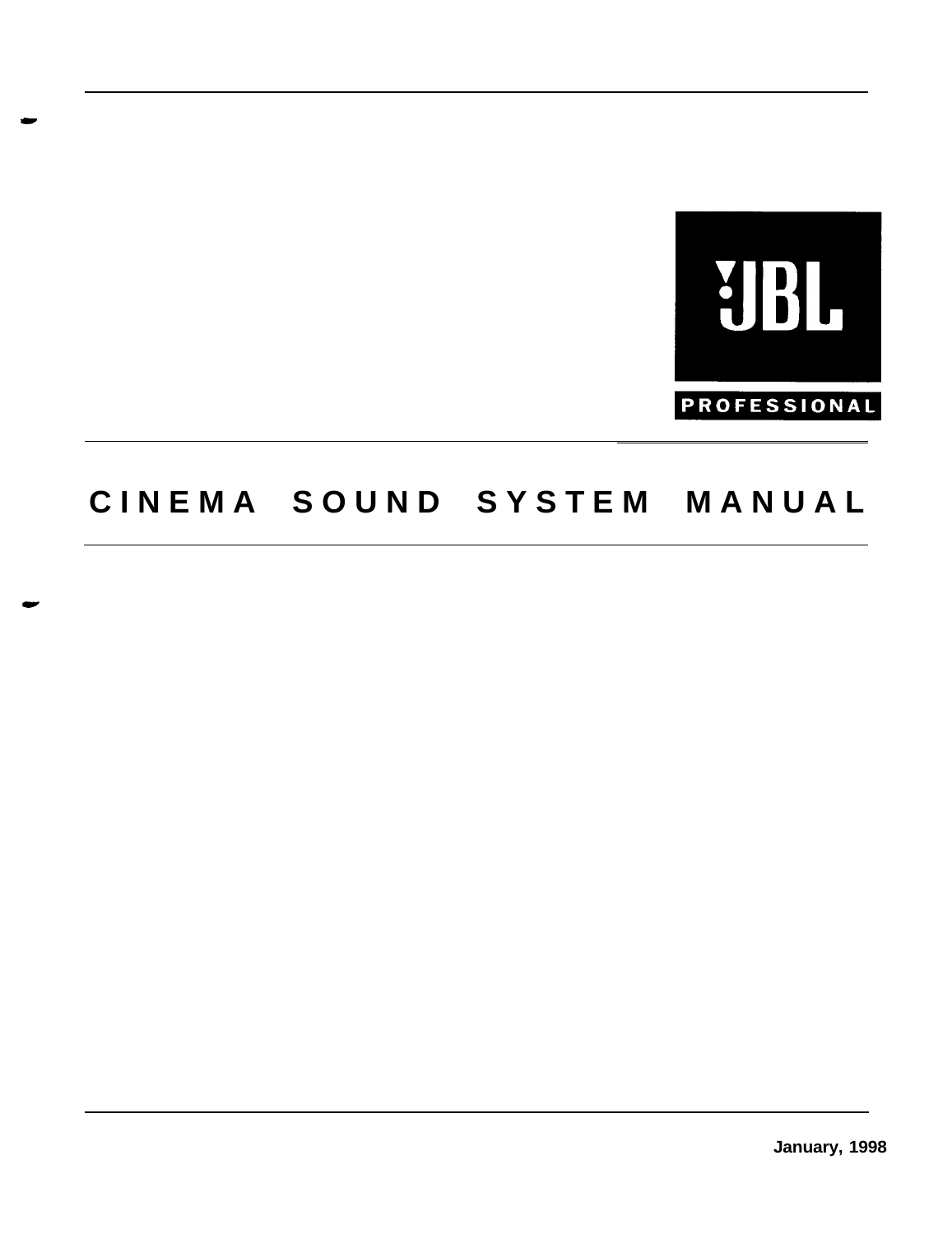JBL

PROFESSIONAL

# CINEMA SOUND SYSTEM MANUAL

January, 1998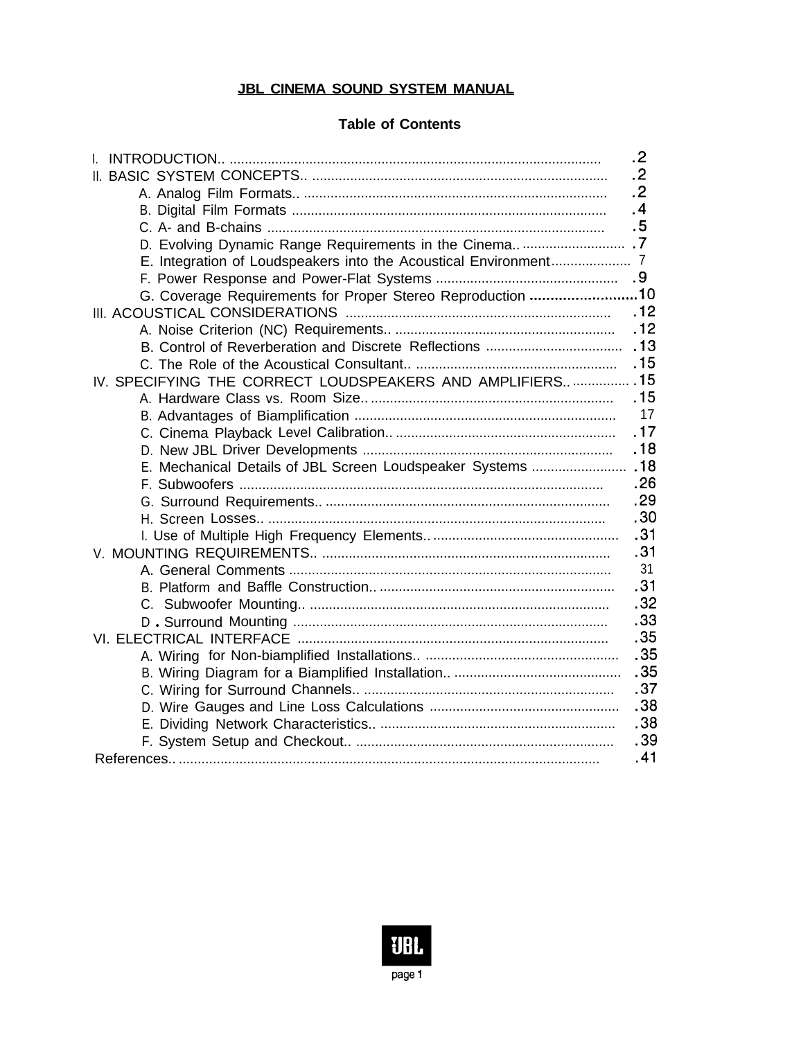**JBL CINEMA SOUND SYSTEM MANUAL**

**Table of Contents**

I. INTRODUCTION.. .................................................................................................. .2
II. BASIC SYSTEM CONCEPTS.. .............................................................................. .2
- A. Analog Film Formats.. ................................................................................ .2
- B. Digital Film Formats .................................................................................... .4
- C. A- and B-chains .......................................................................................... .5
- D. Evolving Dynamic Range Requirements in the Cinema.. ........................... .7
- E. Integration of Loudspeakers into the Acoustical Environment..................... 7
- F. Power Response and Power-Flat Systems ................................................ .9
- G. Coverage Requirements for Proper Stereo Reproduction ..........................10

III. ACOUSTICAL CONSIDERATIONS ..................................................................... .12
- A. Noise Criterion (NC) Requirements.. .......................................................... .12
- B. Control of Reverberation and Discrete Reflections .................................... .13
- C. The Role of the Acoustical Consultant.. ..................................................... .15

IV. SPECIFYING THE CORRECT LOUDSPEAKERS AND AMPLIFIERS.. ............... .15
- A. Hardware Class vs. Room Size.. ................................................................ .15
- B. Advantages of Biamplification ..................................................................... 17
- C. Cinema Playback Level Calibration.. .......................................................... .17
- D. New JBL Driver Developments .................................................................. .18
- E. Mechanical Details of JBL Screen Loudspeaker Systems ......................... .18
- F. Subwoofers ................................................................................................ .26
- G. Surround Requirements.. ........................................................................... .29
- H. Screen Losses.. .......................................................................................... .30
- I. Use of Multiple High Frequency Elements.. ................................................. .31

V. MOUNTING REQUIREMENTS.. ............................................................................ .31
- A. General Comments ...................................................................................... 31
- B. Platform and Baffle Construction.. .............................................................. .31
- C. Subwoofer Mounting.. ................................................................................ .32
- D. Surround Mounting .................................................................................... .33

VI. ELECTRICAL INTERFACE .................................................................................. .35
- A. Wiring for Non-biamplified Installations.. .................................................... .35
- B. Wiring Diagram for a Biamplified Installation.. ............................................ .35
- C. Wiring for Surround Channels.. .................................................................. .37
- D. Wire Gauges and Line Loss Calculations .................................................. .38
- E. Dividing Network Characteristics.. .............................................................. .38
- F. System Setup and Checkout.. .................................................................... .39

References.. ............................................................................................................. .41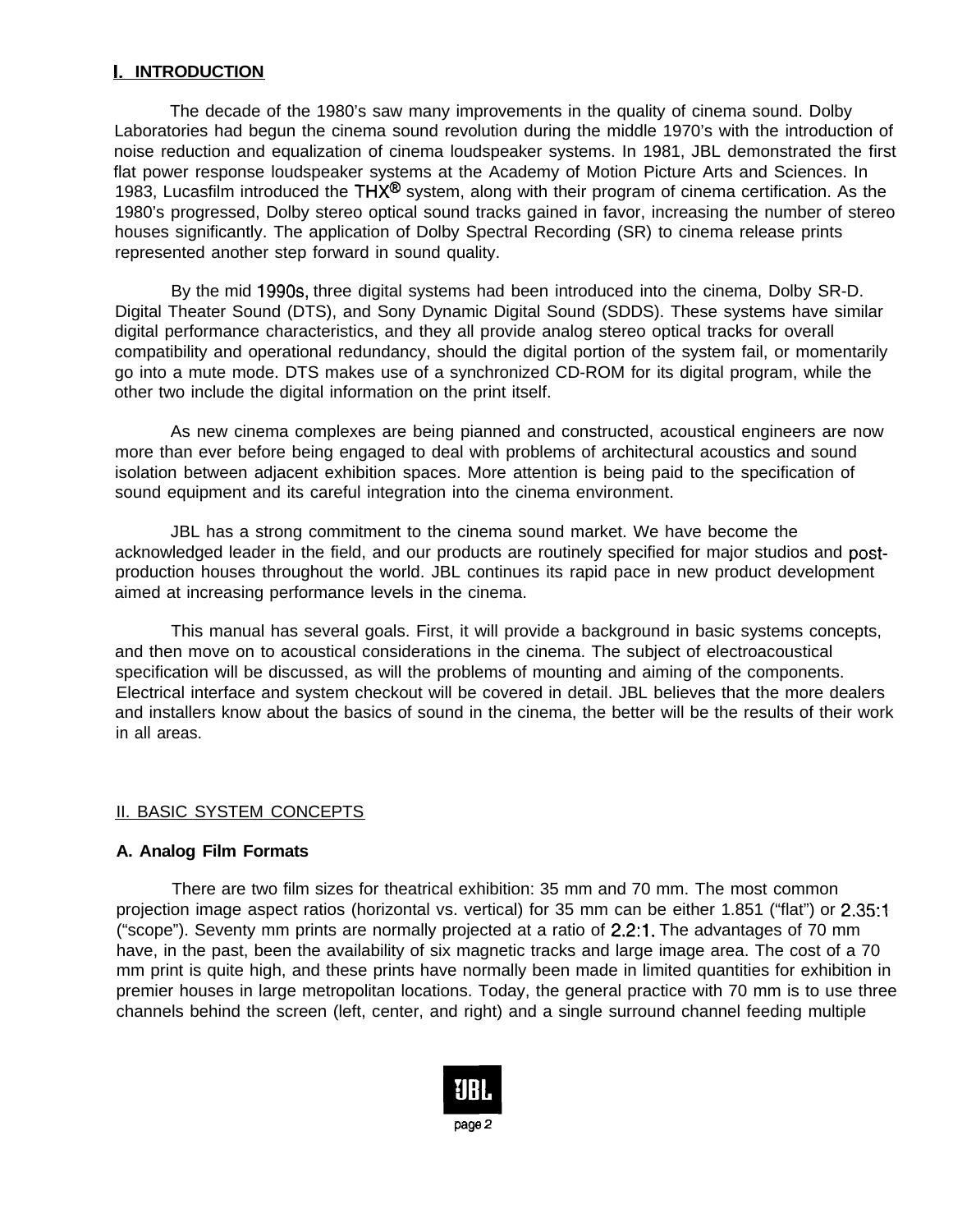# I. INTRODUCTION

The decade of the 1980's saw many improvements in the quality of cinema sound. Dolby Laboratories had begun the cinema sound revolution during the middle 1970's with the introduction of noise reduction and equalization of cinema loudspeaker systems. In 1981, JBL demonstrated the first flat power response loudspeaker systems at the Academy of Motion Picture Arts and Sciences. In 1983, Lucasfilm introduced the THX® system, along with their program of cinema certification. As the 1980's progressed, Dolby stereo optical sound tracks gained in favor, increasing the number of stereo houses significantly. The application of Dolby Spectral Recording (SR) to cinema release prints represented another step forward in sound quality.

By the mid 1990s, three digital systems had been introduced into the cinema, Dolby SR-D. Digital Theater Sound (DTS), and Sony Dynamic Digital Sound (SDDS). These systems have similar digital performance characteristics, and they all provide analog stereo optical tracks for overall compatibility and operational redundancy, should the digital portion of the system fail, or momentarily go into a mute mode. DTS makes use of a synchronized CD-ROM for its digital program, while the other two include the digital information on the print itself.

As new cinema complexes are being pianned and constructed, acoustical engineers are now more than ever before being engaged to deal with problems of architectural acoustics and sound isolation between adjacent exhibition spaces. More attention is being paid to the specification of sound equipment and its careful integration into the cinema environment.

JBL has a strong commitment to the cinema sound market. We have become the acknowledged leader in the field, and our products are routinely specified for major studios and post-production houses throughout the world. JBL continues its rapid pace in new product development aimed at increasing performance levels in the cinema.

This manual has several goals. First, it will provide a background in basic systems concepts, and then move on to acoustical considerations in the cinema. The subject of electroacoustical specification will be discussed, as will the problems of mounting and aiming of the components. Electrical interface and system checkout will be covered in detail. JBL believes that the more dealers and installers know about the basics of sound in the cinema, the better will be the results of their work in all areas.

## II. BASIC SYSTEM CONCEPTS

### A. Analog Film Formats

There are two film sizes for theatrical exhibition: 35 mm and 70 mm. The most common projection image aspect ratios (horizontal vs. vertical) for 35 mm can be either 1.851 ("flat") or 2.35:1 ("scope"). Seventy mm prints are normally projected at a ratio of 2.2:1. The advantages of 70 mm have, in the past, been the availability of six magnetic tracks and large image area. The cost of a 70 mm print is quite high, and these prints have normally been made in limited quantities for exhibition in premier houses in large metropolitan locations. Today, the general practice with 70 mm is to use three channels behind the screen (left, center, and right) and a single surround channel feeding multiple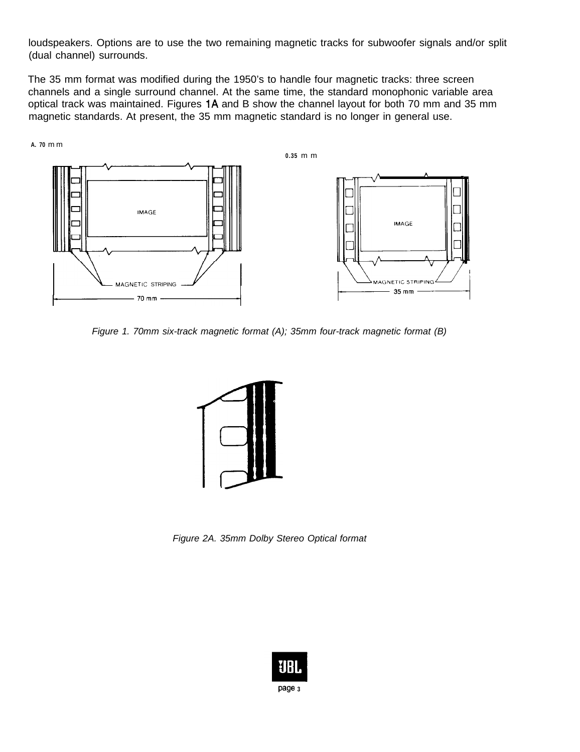loudspeakers. Options are to use the two remaining magnetic tracks for subwoofer signals and/or split (dual channel) surrounds.

The 35 mm format was modified during the 1950's to handle four magnetic tracks: three screen channels and a single surround channel. At the same time, the standard monophonic variable area optical track was maintained. Figures 1A and B show the channel layout for both 70 mm and 35 mm magnetic standards. At present, the 35 mm magnetic standard is no longer in general use.

Figure 1. 70mm six-track magnetic format (A); 35mm four-track magnetic format (B)

Figure 2A. 35mm Dolby Stereo Optical format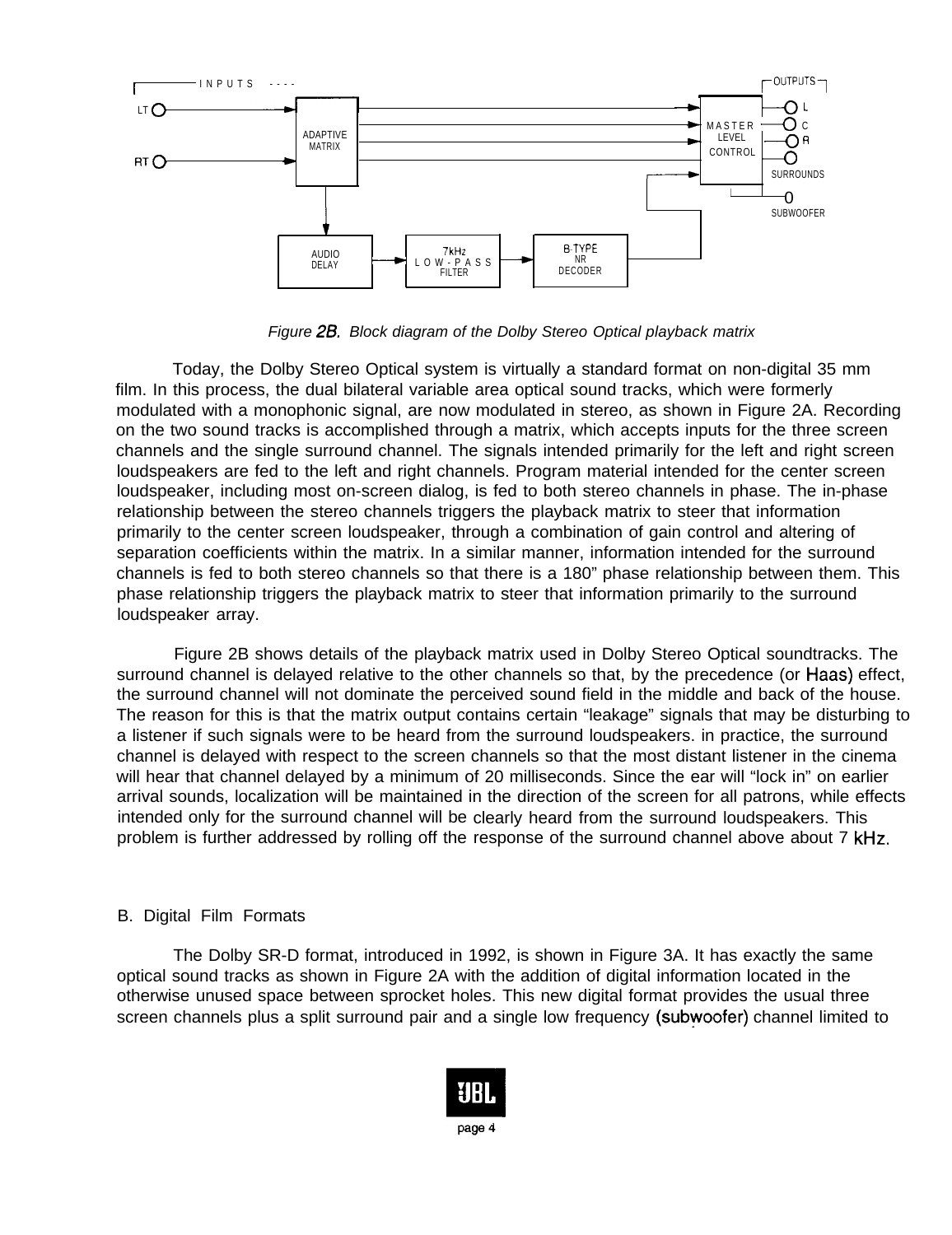Figure 2B. Block diagram of the Dolby Stereo Optical playback matrix

Today, the Dolby Stereo Optical system is virtually a standard format on non-digital 35 mm film. In this process, the dual bilateral variable area optical sound tracks, which were formerly modulated with a monophonic signal, are now modulated in stereo, as shown in Figure 2A. Recording on the two sound tracks is accomplished through a matrix, which accepts inputs for the three screen channels and the single surround channel. The signals intended primarily for the left and right screen loudspeakers are fed to the left and right channels. Program material intended for the center screen loudspeaker, including most on-screen dialog, is fed to both stereo channels in phase. The in-phase relationship between the stereo channels triggers the playback matrix to steer that information primarily to the center screen loudspeaker, through a combination of gain control and altering of separation coefficients within the matrix. In a similar manner, information intended for the surround channels is fed to both stereo channels so that there is a 180” phase relationship between them. This phase relationship triggers the playback matrix to steer that information primarily to the surround loudspeaker array.

Figure 2B shows details of the playback matrix used in Dolby Stereo Optical soundtracks. The surround channel is delayed relative to the other channels so that, by the precedence (or Haas) effect, the surround channel will not dominate the perceived sound field in the middle and back of the house. The reason for this is that the matrix output contains certain “leakage” signals that may be disturbing to a listener if such signals were to be heard from the surround loudspeakers. in practice, the surround channel is delayed with respect to the screen channels so that the most distant listener in the cinema will hear that channel delayed by a minimum of 20 milliseconds. Since the ear will “lock in” on earlier arrival sounds, localization will be maintained in the direction of the screen for all patrons, while effects intended only for the surround channel will be clearly heard from the surround loudspeakers. This problem is further addressed by rolling off the response of the surround channel above about 7 kHz.

## B. Digital Film Formats

The Dolby SR-D format, introduced in 1992, is shown in Figure 3A. It has exactly the same optical sound tracks as shown in Figure 2A with the addition of digital information located in the otherwise unused space between sprocket holes. This new digital format provides the usual three screen channels plus a split surround pair and a single low frequency (subwoofer) channel limited to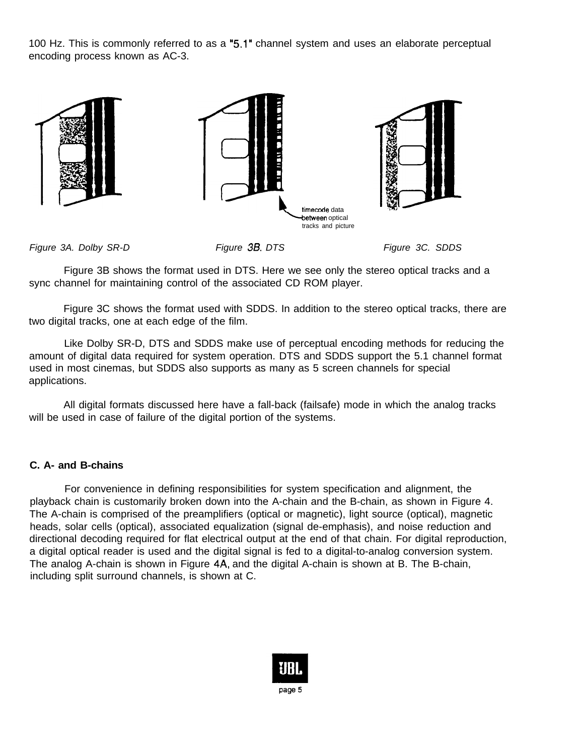100 Hz. This is commonly referred to as a "5.1" channel system and uses an elaborate perceptual encoding process known as AC-3.

timecode data between optical tracks and picture

*Figure 3A. Dolby SR-D* *Figure 3B. DTS* *Figure 3C. SDDS*

Figure 3B shows the format used in DTS. Here we see only the stereo optical tracks and a sync channel for maintaining control of the associated CD ROM player.

Figure 3C shows the format used with SDDS. In addition to the stereo optical tracks, there are two digital tracks, one at each edge of the film.

Like Dolby SR-D, DTS and SDDS make use of perceptual encoding methods for reducing the amount of digital data required for system operation. DTS and SDDS support the 5.1 channel format used in most cinemas, but SDDS also supports as many as 5 screen channels for special applications.

All digital formats discussed here have a fall-back (failsafe) mode in which the analog tracks will be used in case of failure of the digital portion of the systems.

**C. A- and B-chains**

For convenience in defining responsibilities for system specification and alignment, the playback chain is customarily broken down into the A-chain and the B-chain, as shown in Figure 4. The A-chain is comprised of the preamplifiers (optical or magnetic), light source (optical), magnetic heads, solar cells (optical), associated equalization (signal de-emphasis), and noise reduction and directional decoding required for flat electrical output at the end of that chain. For digital reproduction, a digital optical reader is used and the digital signal is fed to a digital-to-analog conversion system. The analog A-chain is shown in Figure 4A, and the digital A-chain is shown at B. The B-chain, including split surround channels, is shown at C.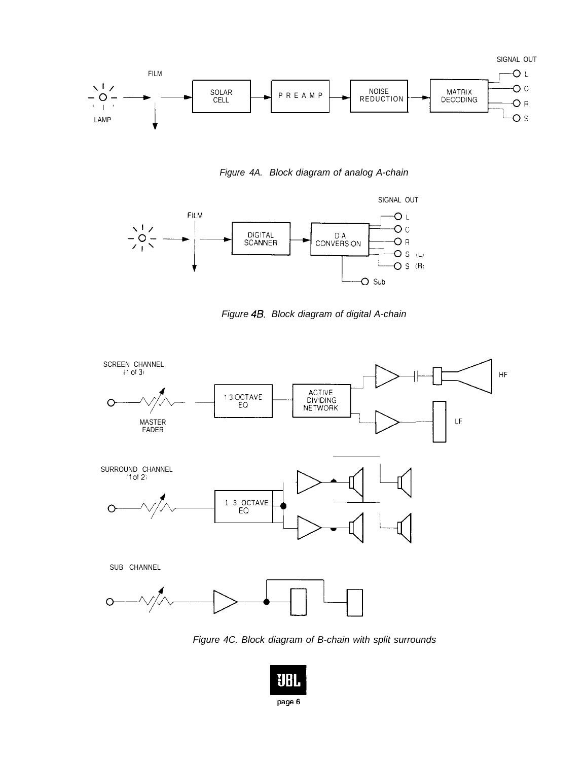*Figure 4A. Block diagram of analog A-chain*

*Figure 4B. Block diagram of digital A-chain*

*Figure 4C. Block diagram of B-chain with split surrounds*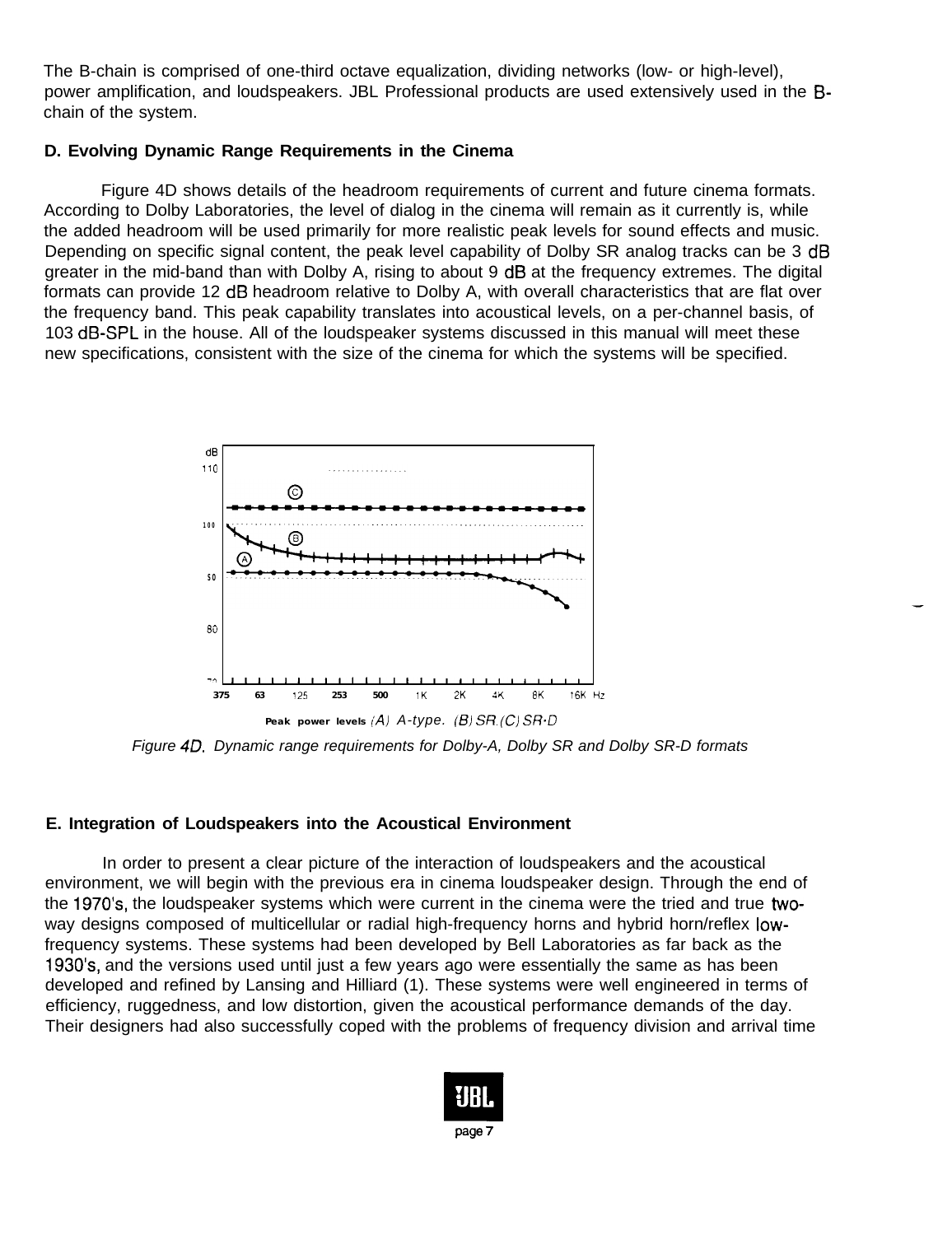The B-chain is comprised of one-third octave equalization, dividing networks (low- or high-level), power amplification, and loudspeakers. JBL Professional products are used extensively used in the B-chain of the system.

### D. Evolving Dynamic Range Requirements in the Cinema

Figure 4D shows details of the headroom requirements of current and future cinema formats. According to Dolby Laboratories, the level of dialog in the cinema will remain as it currently is, while the added headroom will be used primarily for more realistic peak levels for sound effects and music. Depending on specific signal content, the peak level capability of Dolby SR analog tracks can be 3 dB greater in the mid-band than with Dolby A, rising to about 9 dB at the frequency extremes. The digital formats can provide 12 dB headroom relative to Dolby A, with overall characteristics that are flat over the frequency band. This peak capability translates into acoustical levels, on a per-channel basis, of 103 dB-SPL in the house. All of the loudspeaker systems discussed in this manual will meet these new specifications, consistent with the size of the cinema for which the systems will be specified.

Peak power levels (A) A-type. (B) SR (C) SR-D

*Figure 4D. Dynamic range requirements for Dolby-A, Dolby SR and Dolby SR-D formats*

### E. Integration of Loudspeakers into the Acoustical Environment

In order to present a clear picture of the interaction of loudspeakers and the acoustical environment, we will begin with the previous era in cinema loudspeaker design. Through the end of the 1970's, the loudspeaker systems which were current in the cinema were the tried and true two-way designs composed of multicellular or radial high-frequency horns and hybrid horn/reflex low-frequency systems. These systems had been developed by Bell Laboratories as far back as the 1930's, and the versions used until just a few years ago were essentially the same as has been developed and refined by Lansing and Hilliard (1). These systems were well engineered in terms of efficiency, ruggedness, and low distortion, given the acoustical performance demands of the day. Their designers had also successfully coped with the problems of frequency division and arrival time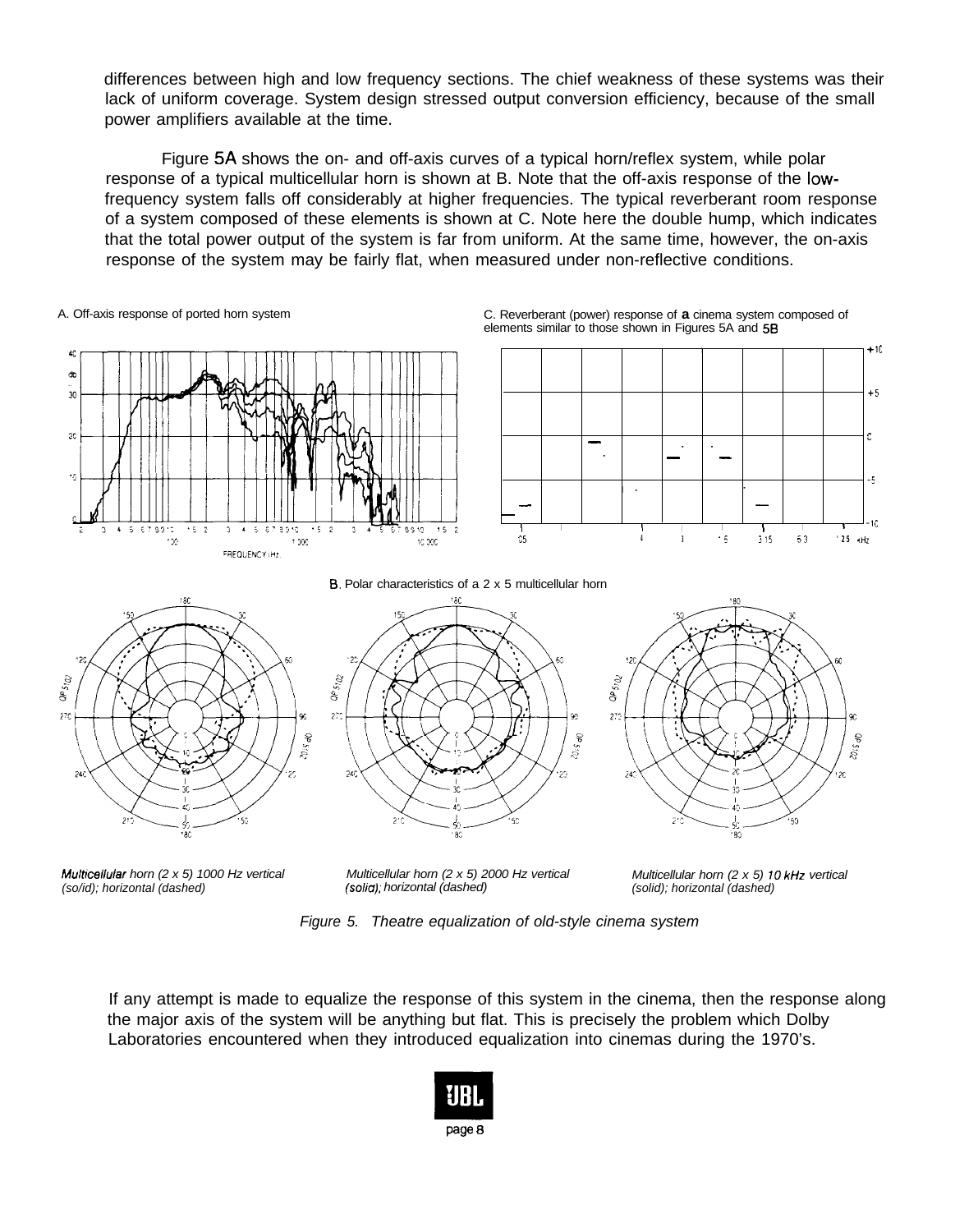differences between high and low frequency sections. The chief weakness of these systems was their lack of uniform coverage. System design stressed output conversion efficiency, because of the small power amplifiers available at the time.

Figure 5A shows the on- and off-axis curves of a typical horn/reflex system, while polar response of a typical multicellular horn is shown at B. Note that the off-axis response of the low-frequency system falls off considerably at higher frequencies. The typical reverberant room response of a system composed of these elements is shown at C. Note here the double hump, which indicates that the total power output of the system is far from uniform. At the same time, however, the on-axis response of the system may be fairly flat, when measured under non-reflective conditions.

A. Off-axis response of ported horn system

C. Reverberant (power) response of **a** cinema system composed of elements similar to those shown in Figures 5A and 5B

B. Polar characteristics of a 2 x 5 multicellular horn

*Multicellular horn (2 x 5) 1000 Hz vertical (solid); horizontal (dashed)*

*Multicellular horn (2 x 5) 2000 Hz vertical (solid); horizontal (dashed)*

*Multicellular horn (2 x 5) 10 kHz vertical (solid); horizontal (dashed)*

*Figure 5. Theatre equalization of old-style cinema system*

If any attempt is made to equalize the response of this system in the cinema, then the response along the major axis of the system will be anything but flat. This is precisely the problem which Dolby Laboratories encountered when they introduced equalization into cinemas during the 1970's.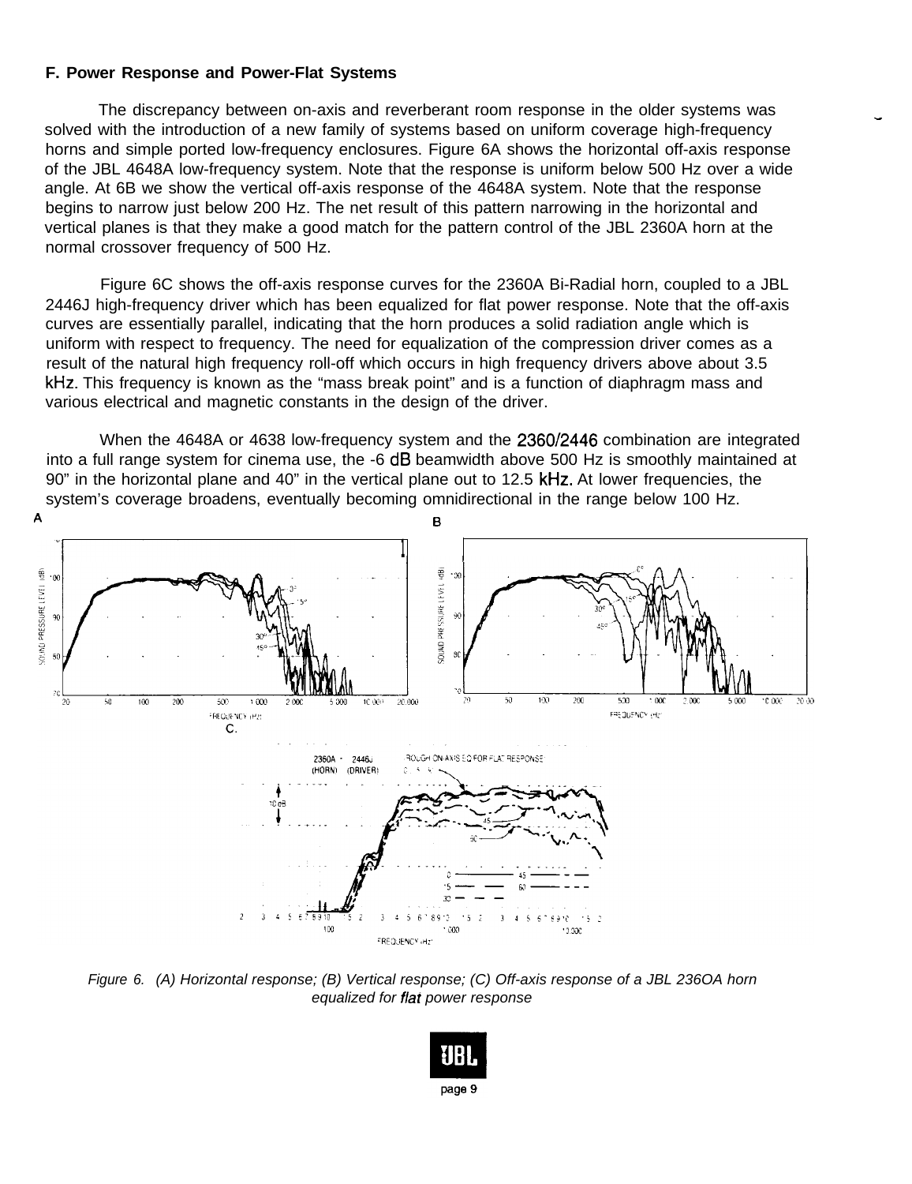### F. Power Response and Power-Flat Systems

The discrepancy between on-axis and reverberant room response in the older systems was solved with the introduction of a new family of systems based on uniform coverage high-frequency horns and simple ported low-frequency enclosures. Figure 6A shows the horizontal off-axis response of the JBL 4648A low-frequency system. Note that the response is uniform below 500 Hz over a wide angle. At 6B we show the vertical off-axis response of the 4648A system. Note that the response begins to narrow just below 200 Hz. The net result of this pattern narrowing in the horizontal and vertical planes is that they make a good match for the pattern control of the JBL 2360A horn at the normal crossover frequency of 500 Hz.

Figure 6C shows the off-axis response curves for the 2360A Bi-Radial horn, coupled to a JBL 2446J high-frequency driver which has been equalized for flat power response. Note that the off-axis curves are essentially parallel, indicating that the horn produces a solid radiation angle which is uniform with respect to frequency. The need for equalization of the compression driver comes as a result of the natural high frequency roll-off which occurs in high frequency drivers above about 3.5 kHz. This frequency is known as the "mass break point" and is a function of diaphragm mass and various electrical and magnetic constants in the design of the driver.

When the 4648A or 4638 low-frequency system and the 2360/2446 combination are integrated into a full range system for cinema use, the -6 dB beamwidth above 500 Hz is smoothly maintained at 90" in the horizontal plane and 40" in the vertical plane out to 12.5 kHz. At lower frequencies, the system's coverage broadens, eventually becoming omnidirectional in the range below 100 Hz.

*Figure 6. (A) Horizontal response; (B) Vertical response; (C) Off-axis response of a JBL 236OA horn equalized for flat power response*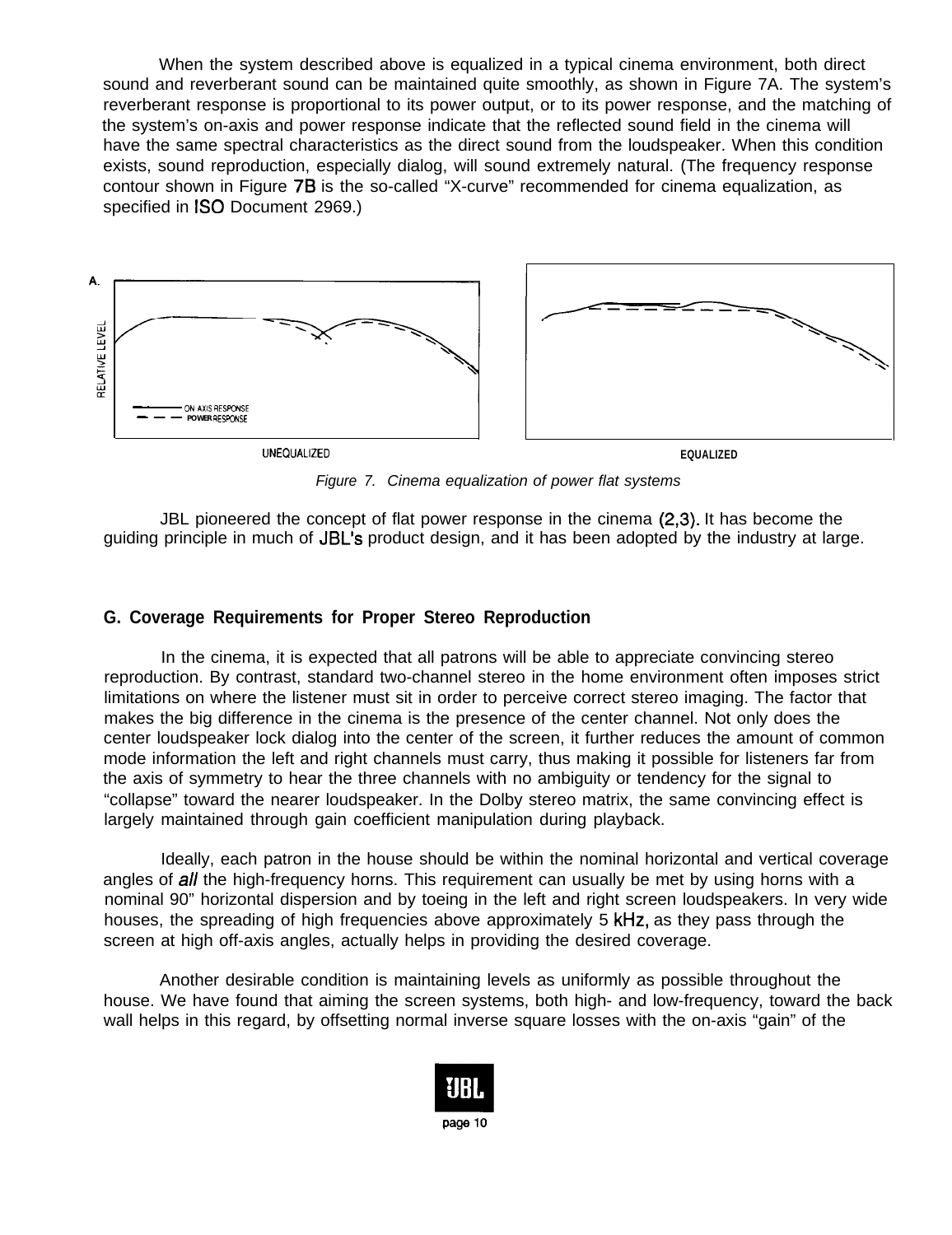When the system described above is equalized in a typical cinema environment, both direct sound and reverberant sound can be maintained quite smoothly, as shown in Figure 7A. The system's reverberant response is proportional to its power output, or to its power response, and the matching of the system's on-axis and power response indicate that the reflected sound field in the cinema will have the same spectral characteristics as the direct sound from the loudspeaker. When this condition exists, sound reproduction, especially dialog, will sound extremely natural. (The frequency response contour shown in Figure 7B is the so-called "X-curve" recommended for cinema equalization, as specified in ISO Document 2969.)

A.

RELATIVE LEVEL

ON AXIS RESPONSE
POWER RESPONSE

UNEQUALIZED

EQUALIZED

*Figure 7. Cinema equalization of power flat systems*

JBL pioneered the concept of flat power response in the cinema (2,3). It has become the guiding principle in much of JBL's product design, and it has been adopted by the industry at large.

## G. Coverage Requirements for Proper Stereo Reproduction

In the cinema, it is expected that all patrons will be able to appreciate convincing stereo reproduction. By contrast, standard two-channel stereo in the home environment often imposes strict limitations on where the listener must sit in order to perceive correct stereo imaging. The factor that makes the big difference in the cinema is the presence of the center channel. Not only does the center loudspeaker lock dialog into the center of the screen, it further reduces the amount of common mode information the left and right channels must carry, thus making it possible for listeners far from the axis of symmetry to hear the three channels with no ambiguity or tendency for the signal to "collapse" toward the nearer loudspeaker. In the Dolby stereo matrix, the same convincing effect is largely maintained through gain coefficient manipulation during playback.

Ideally, each patron in the house should be within the nominal horizontal and vertical coverage angles of *all* the high-frequency horns. This requirement can usually be met by using horns with a nominal 90" horizontal dispersion and by toeing in the left and right screen loudspeakers. In very wide houses, the spreading of high frequencies above approximately 5 kHz, as they pass through the screen at high off-axis angles, actually helps in providing the desired coverage.

Another desirable condition is maintaining levels as uniformly as possible throughout the house. We have found that aiming the screen systems, both high- and low-frequency, toward the back wall helps in this regard, by offsetting normal inverse square losses with the on-axis "gain" of the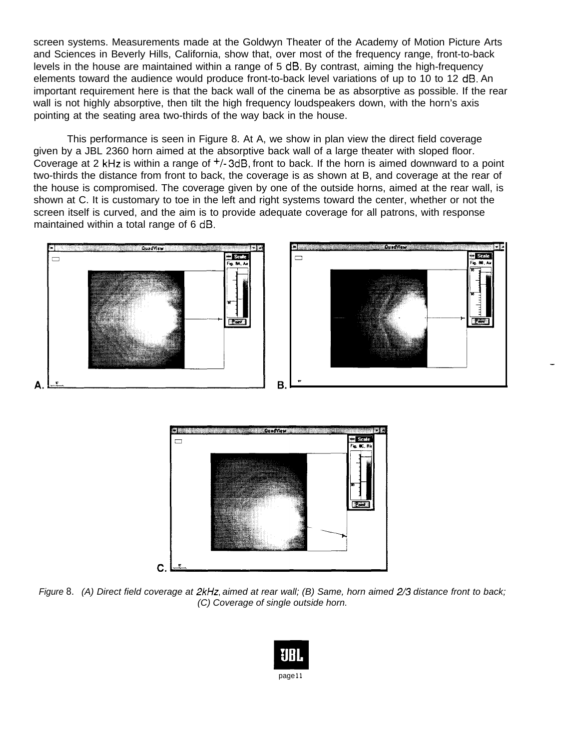screen systems. Measurements made at the Goldwyn Theater of the Academy of Motion Picture Arts and Sciences in Beverly Hills, California, show that, over most of the frequency range, front-to-back levels in the house are maintained within a range of 5 dB. By contrast, aiming the high-frequency elements toward the audience would produce front-to-back level variations of up to 10 to 12 dB. An important requirement here is that the back wall of the cinema be as absorptive as possible. If the rear wall is not highly absorptive, then tilt the high frequency loudspeakers down, with the horn's axis pointing at the seating area two-thirds of the way back in the house.

This performance is seen in Figure 8. At A, we show in plan view the direct field coverage given by a JBL 2360 horn aimed at the absorptive back wall of a large theater with sloped floor. Coverage at 2 kHz is within a range of +/- 3dB, front to back. If the horn is aimed downward to a point two-thirds the distance from front to back, the coverage is as shown at B, and coverage at the rear of the house is compromised. The coverage given by one of the outside horns, aimed at the rear wall, is shown at C. It is customary to toe in the left and right systems toward the center, whether or not the screen itself is curved, and the aim is to provide adequate coverage for all patrons, with response maintained within a total range of 6 dB.

*Figure 8. (A) Direct field coverage at 2kHz, aimed at rear wall; (B) Same, horn aimed 2/3 distance front to back; (C) Coverage of single outside horn.*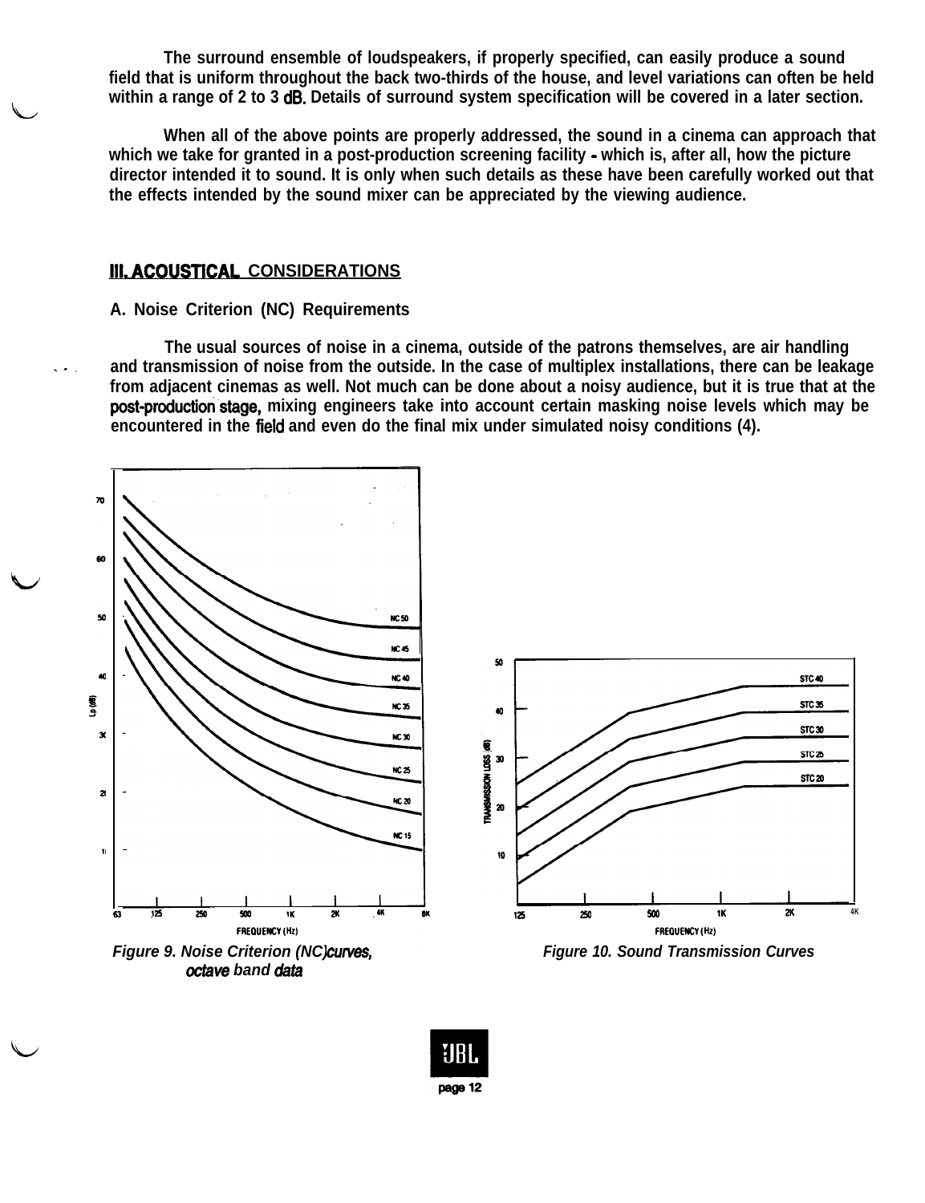The surround ensemble of loudspeakers, if properly specified, can easily produce a sound field that is uniform throughout the back two-thirds of the house, and level variations can often be held within a range of 2 to 3 dB. Details of surround system specification will be covered in a later section.

When all of the above points are properly addressed, the sound in a cinema can approach that which we take for granted in a post-production screening facility - which is, after all, how the picture director intended it to sound. It is only when such details as these have been carefully worked out that the effects intended by the sound mixer can be appreciated by the viewing audience.

## III. ACOUSTICAL CONSIDERATIONS

### A. Noise Criterion (NC) Requirements

The usual sources of noise in a cinema, outside of the patrons themselves, are air handling and transmission of noise from the outside. In the case of multiplex installations, there can be leakage from adjacent cinemas as well. Not much can be done about a noisy audience, but it is true that at the post-production stage, mixing engineers take into account certain masking noise levels which may be encountered in the field and even do the final mix under simulated noisy conditions (4).

*Figure 9. Noise Criterion (NC) curves, octave band data*

*Figure 10. Sound Transmission Curves*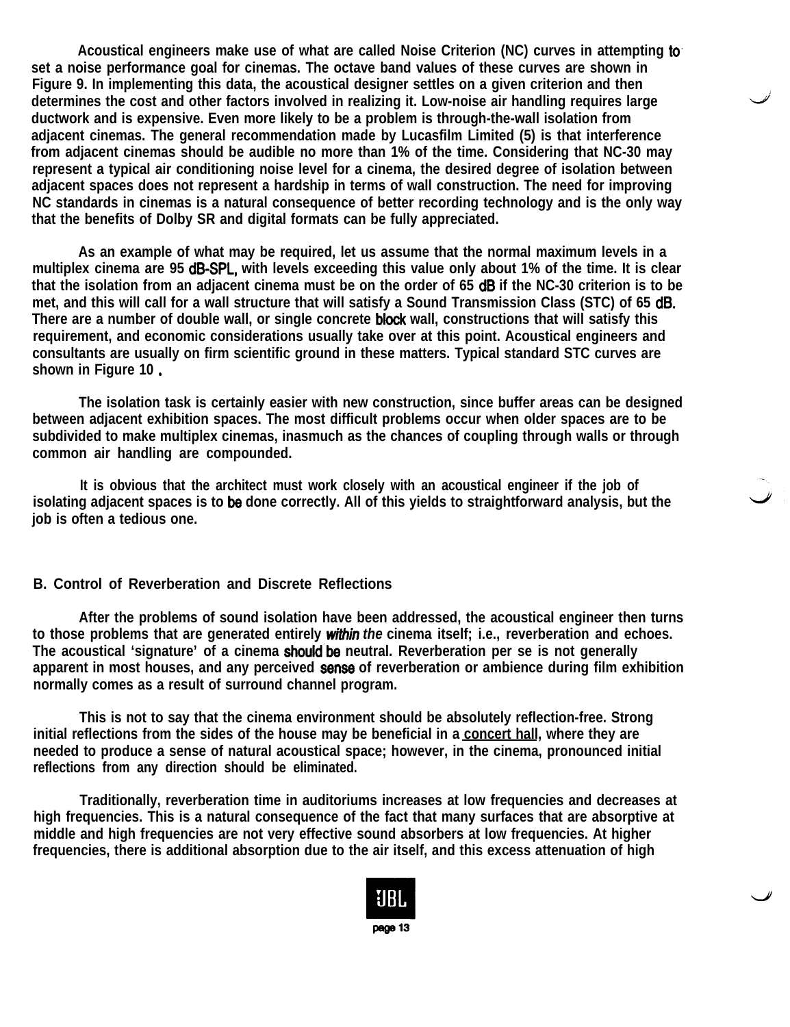Acoustical engineers make use of what are called Noise Criterion (NC) curves in attempting to set a noise performance goal for cinemas. The octave band values of these curves are shown in Figure 9. In implementing this data, the acoustical designer settles on a given criterion and then determines the cost and other factors involved in realizing it. Low-noise air handling requires large ductwork and is expensive. Even more likely to be a problem is through-the-wall isolation from adjacent cinemas. The general recommendation made by Lucasfilm Limited (5) is that interference from adjacent cinemas should be audible no more than 1% of the time. Considering that NC-30 may represent a typical air conditioning noise level for a cinema, the desired degree of isolation between adjacent spaces does not represent a hardship in terms of wall construction. The need for improving NC standards in cinemas is a natural consequence of better recording technology and is the only way that the benefits of Dolby SR and digital formats can be fully appreciated.

As an example of what may be required, let us assume that the normal maximum levels in a multiplex cinema are 95 dB-SPL, with levels exceeding this value only about 1% of the time. It is clear that the isolation from an adjacent cinema must be on the order of 65 dB if the NC-30 criterion is to be met, and this will call for a wall structure that will satisfy a Sound Transmission Class (STC) of 65 dB. There are a number of double wall, or single concrete block wall, constructions that will satisfy this requirement, and economic considerations usually take over at this point. Acoustical engineers and consultants are usually on firm scientific ground in these matters. Typical standard STC curves are shown in Figure 10.

The isolation task is certainly easier with new construction, since buffer areas can be designed between adjacent exhibition spaces. The most difficult problems occur when older spaces are to be subdivided to make multiplex cinemas, inasmuch as the chances of coupling through walls or through common air handling are compounded.

It is obvious that the architect must work closely with an acoustical engineer if the job of isolating adjacent spaces is to be done correctly. All of this yields to straightforward analysis, but the job is often a tedious one.

## B. Control of Reverberation and Discrete Reflections

After the problems of sound isolation have been addressed, the acoustical engineer then turns to those problems that are generated entirely *within the* cinema itself; i.e., reverberation and echoes. The acoustical 'signature' of a cinema should be neutral. Reverberation per se is not generally apparent in most houses, and any perceived sense of reverberation or ambience during film exhibition normally comes as a result of surround channel program.

This is not to say that the cinema environment should be absolutely reflection-free. Strong initial reflections from the sides of the house may be beneficial in a concert hall, where they are needed to produce a sense of natural acoustical space; however, in the cinema, pronounced initial reflections from any direction should be eliminated.

Traditionally, reverberation time in auditoriums increases at low frequencies and decreases at high frequencies. This is a natural consequence of the fact that many surfaces that are absorptive at middle and high frequencies are not very effective sound absorbers at low frequencies. At higher frequencies, there is additional absorption due to the air itself, and this excess attenuation of high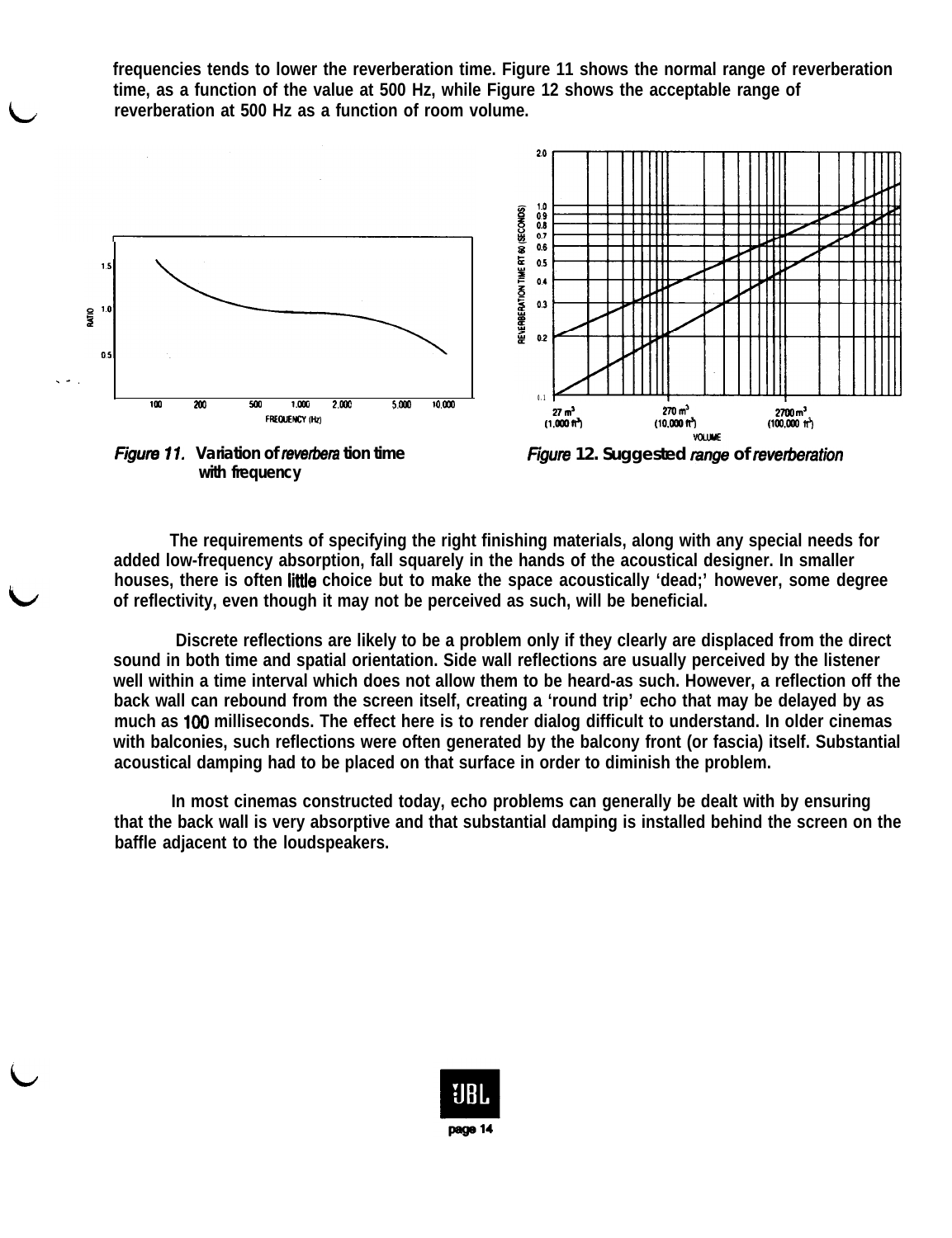frequencies tends to lower the reverberation time. Figure 11 shows the normal range of reverberation time, as a function of the value at 500 Hz, while Figure 12 shows the acceptable range of reverberation at 500 Hz as a function of room volume.

*Figure 11.* Variation of *reverbera* tion time with frequency

*Figure* 12. Suggested *range* of *reverberation*

The requirements of specifying the right finishing materials, along with any special needs for added low-frequency absorption, fall squarely in the hands of the acoustical designer. In smaller houses, there is often little choice but to make the space acoustically 'dead;' however, some degree of reflectivity, even though it may not be perceived as such, will be beneficial.

Discrete reflections are likely to be a problem only if they clearly are displaced from the direct sound in both time and spatial orientation. Side wall reflections are usually perceived by the listener well within a time interval which does not allow them to be heard-as such. However, a reflection off the back wall can rebound from the screen itself, creating a 'round trip' echo that may be delayed by as much as 100 milliseconds. The effect here is to render dialog difficult to understand. In older cinemas with balconies, such reflections were often generated by the balcony front (or fascia) itself. Substantial acoustical damping had to be placed on that surface in order to diminish the problem.

In most cinemas constructed today, echo problems can generally be dealt with by ensuring that the back wall is very absorptive and that substantial damping is installed behind the screen on the baffle adjacent to the loudspeakers.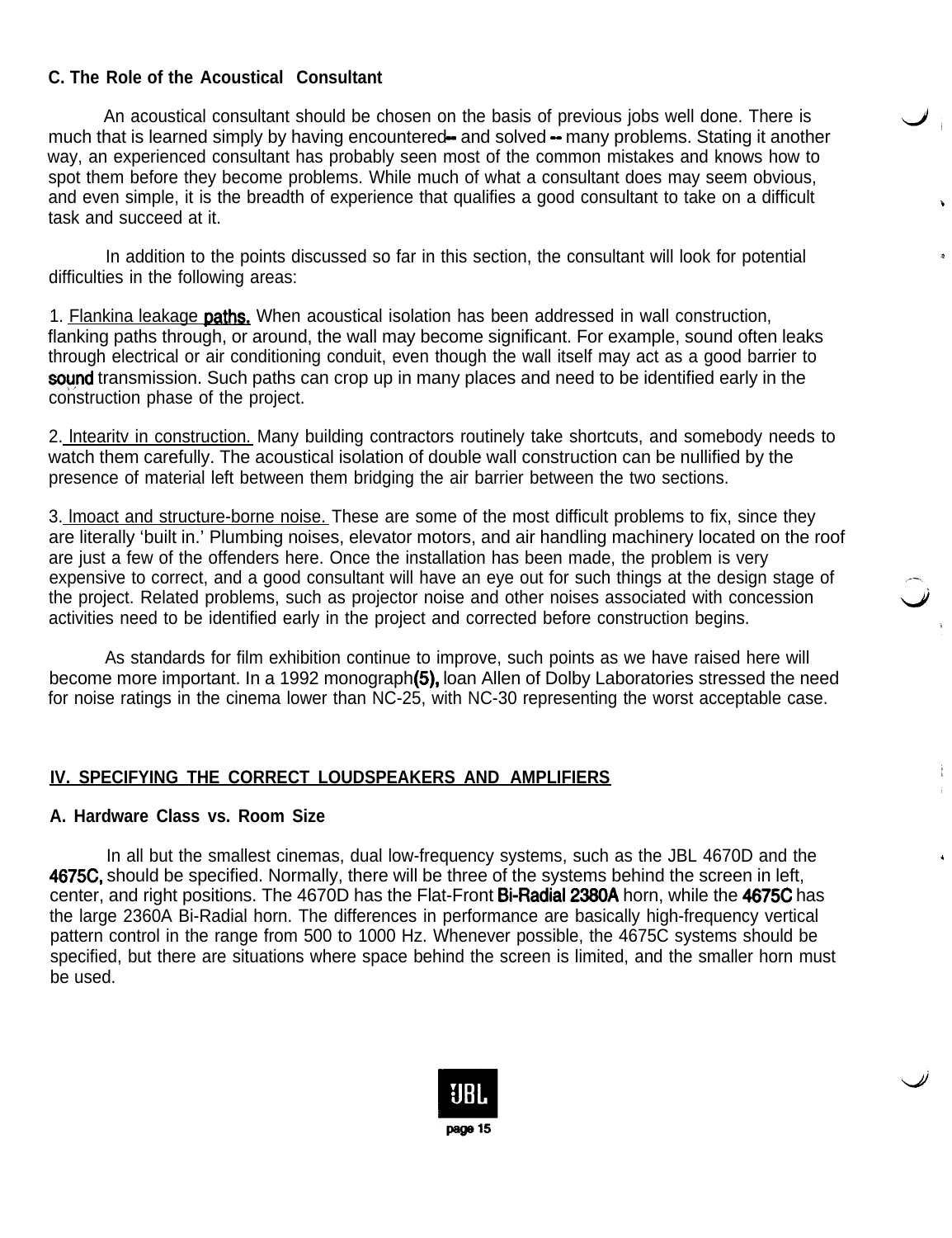### C. The Role of the Acoustical Consultant

An acoustical consultant should be chosen on the basis of previous jobs well done. There is much that is learned simply by having encountered -- and solved -- many problems. Stating it another way, an experienced consultant has probably seen most of the common mistakes and knows how to spot them before they become problems. While much of what a consultant does may seem obvious, and even simple, it is the breadth of experience that qualifies a good consultant to take on a difficult task and succeed at it.

In addition to the points discussed so far in this section, the consultant will look for potential difficulties in the following areas:

1. Flankina leakage paths. When acoustical isolation has been addressed in wall construction, flanking paths through, or around, the wall may become significant. For example, sound often leaks through electrical or air conditioning conduit, even though the wall itself may act as a good barrier to sound transmission. Such paths can crop up in many places and need to be identified early in the construction phase of the project.

2. lntearitv in construction. Many building contractors routinely take shortcuts, and somebody needs to watch them carefully. The acoustical isolation of double wall construction can be nullified by the presence of material left between them bridging the air barrier between the two sections.

3. lmoact and structure-borne noise. These are some of the most difficult problems to fix, since they are literally 'built in.' Plumbing noises, elevator motors, and air handling machinery located on the roof are just a few of the offenders here. Once the installation has been made, the problem is very expensive to correct, and a good consultant will have an eye out for such things at the design stage of the project. Related problems, such as projector noise and other noises associated with concession activities need to be identified early in the project and corrected before construction begins.

As standards for film exhibition continue to improve, such points as we have raised here will become more important. In a 1992 monograph(5), loan Allen of Dolby Laboratories stressed the need for noise ratings in the cinema lower than NC-25, with NC-30 representing the worst acceptable case.

## IV. SPECIFYING THE CORRECT LOUDSPEAKERS AND AMPLIFIERS

### A. Hardware Class vs. Room Size

In all but the smallest cinemas, dual low-frequency systems, such as the JBL 4670D and the 4675C, should be specified. Normally, there will be three of the systems behind the screen in left, center, and right positions. The 4670D has the Flat-Front Bi-Radial 2380A horn, while the 4675C has the large 2360A Bi-Radial horn. The differences in performance are basically high-frequency vertical pattern control in the range from 500 to 1000 Hz. Whenever possible, the 4675C systems should be specified, but there are situations where space behind the screen is limited, and the smaller horn must be used.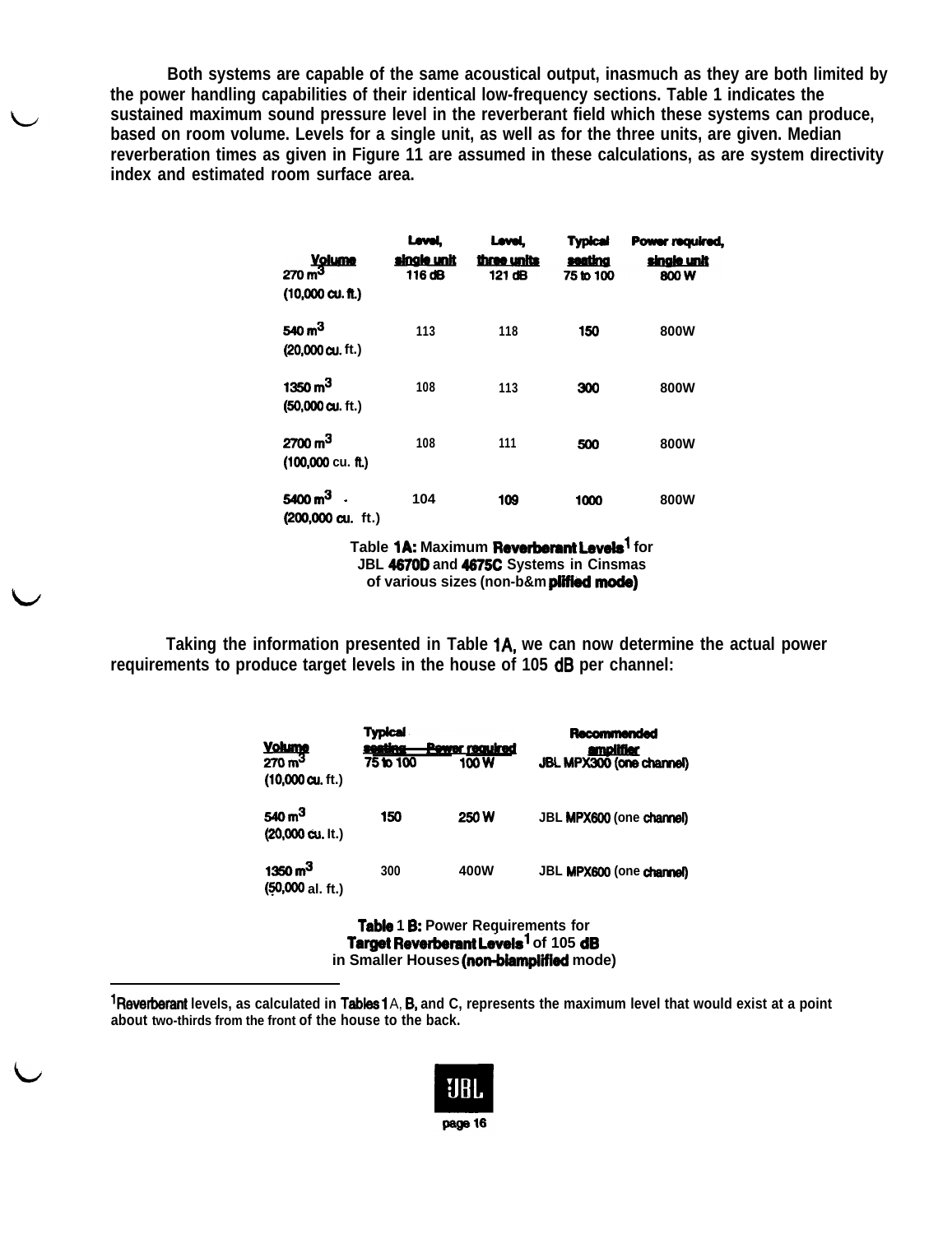Both systems are capable of the same acoustical output, inasmuch as they are both limited by the power handling capabilities of their identical low-frequency sections. Table 1 indicates the sustained maximum sound pressure level in the reverberant field which these systems can produce, based on room volume. Levels for a single unit, as well as for the three units, are given. Median reverberation times as given in Figure 11 are assumed in these calculations, as are system directivity index and estimated room surface area.

| Volume | Level, single unit | Level, three units | Typical seating | Power required, single unit |
|---|---|---|---|---|
| 270 m³ (10,000 cu. ft.) | 116 dB | 121 dB | 75 to 100 | 800 W |
| 540 m³ (20,000 cu. ft.) | 113 | 118 | 150 | 800W |
| 1350 m³ (50,000 cu. ft.) | 108 | 113 | 300 | 800W |
| 2700 m³ (100,000 cu. ft.) | 108 | 111 | 500 | 800W |
| 5400 m³ (200,000 cu. ft.) | 104 | 109 | 1000 | 800W |

Table 1A: Maximum Reverberant Levels[1] for JBL 4670D and 4675C Systems in Cinsmas of various sizes (non-b&m plified mode)

Taking the information presented in Table 1A, we can now determine the actual power requirements to produce target levels in the house of 105 dB per channel:

| Volume | Typical seating | Power required | Recommended amplifier |
|---|---|---|---|
| 270 m³ (10,000 cu. ft.) | 75 to 100 | 100 W | JBL MPX300 (one channel) |
| 540 m³ (20,000 cu. lt.) | 150 | 250 W | JBL MPX600 (one channel) |
| 1350 m³ (50,000 al. ft.) | 300 | 400W | JBL MPX600 (one channel) |

Table 1 B: Power Requirements for Target Reverberant Levels[1] of 105 dB in Smaller Houses (non-biamplified mode)

---

[1]Reverberant levels, as calculated in Tables 1 A, B, and C, represents the maximum level that would exist at a point about two-thirds from the front of the house to the back.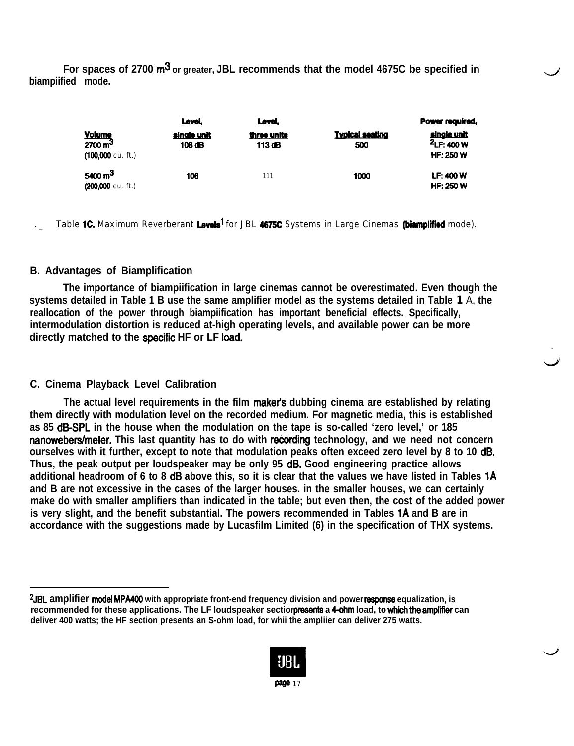For spaces of 2700 $m^3$ or greater, JBL recommends that the model 4675C be specified in biampiified mode.

| Volume | Level, single unit | Level, three units | Typical seating | Power required, single unit |
|---|---|---|---|---|
| 2700 $m^3$ (100,000 cu. ft.) | 108 dB | 113 dB | 500 | [2]LF: 400 W HF: 250 W |
| 5400 $m^3$ (200,000 cu. ft.) | 106 | 111 | 1000 | LF: 400 W HF: 250 W |

Table 1C. Maximum Reverberant Levels[1] for JBL 4675C Systems in Large Cinemas (biamplified mode).

### B. Advantages of Biamplification

The importance of biampiification in large cinemas cannot be overestimated. Even though the systems detailed in Table 1 B use the same amplifier model as the systems detailed in Table 1 A, the reallocation of the power through biampiification has important beneficial effects. Specifically, intermodulation distortion is reduced at-high operating levels, and available power can be more directly matched to the specific HF or LF load.

### C. Cinema Playback Level Calibration

The actual level requirements in the film maker's dubbing cinema are established by relating them directly with modulation level on the recorded medium. For magnetic media, this is established as 85 dB-SPL in the house when the modulation on the tape is so-called 'zero level,' or 185 nanowebers/meter. This last quantity has to do with recording technology, and we need not concern ourselves with it further, except to note that modulation peaks often exceed zero level by 8 to 10 dB. Thus, the peak output per loudspeaker may be only 95 dB. Good engineering practice allows additional headroom of 6 to 8 dB above this, so it is clear that the values we have listed in Tables 1A and B are not excessive in the cases of the larger houses. in the smaller houses, we can certainly make do with smaller amplifiers than indicated in the table; but even then, the cost of the added power is very slight, and the benefit substantial. The powers recommended in Tables 1A and B are in accordance with the suggestions made by Lucasfilm Limited (6) in the specification of THX systems.

---

[2]JBL amplifier model MPA400 with appropriate front-end frequency division and power response equalization, is recommended for these applications. The LF loudspeaker section presents a 4-ohm load, to which the amplifier can deliver 400 watts; the HF section presents an S-ohm load, for whii the ampliier can deliver 275 watts.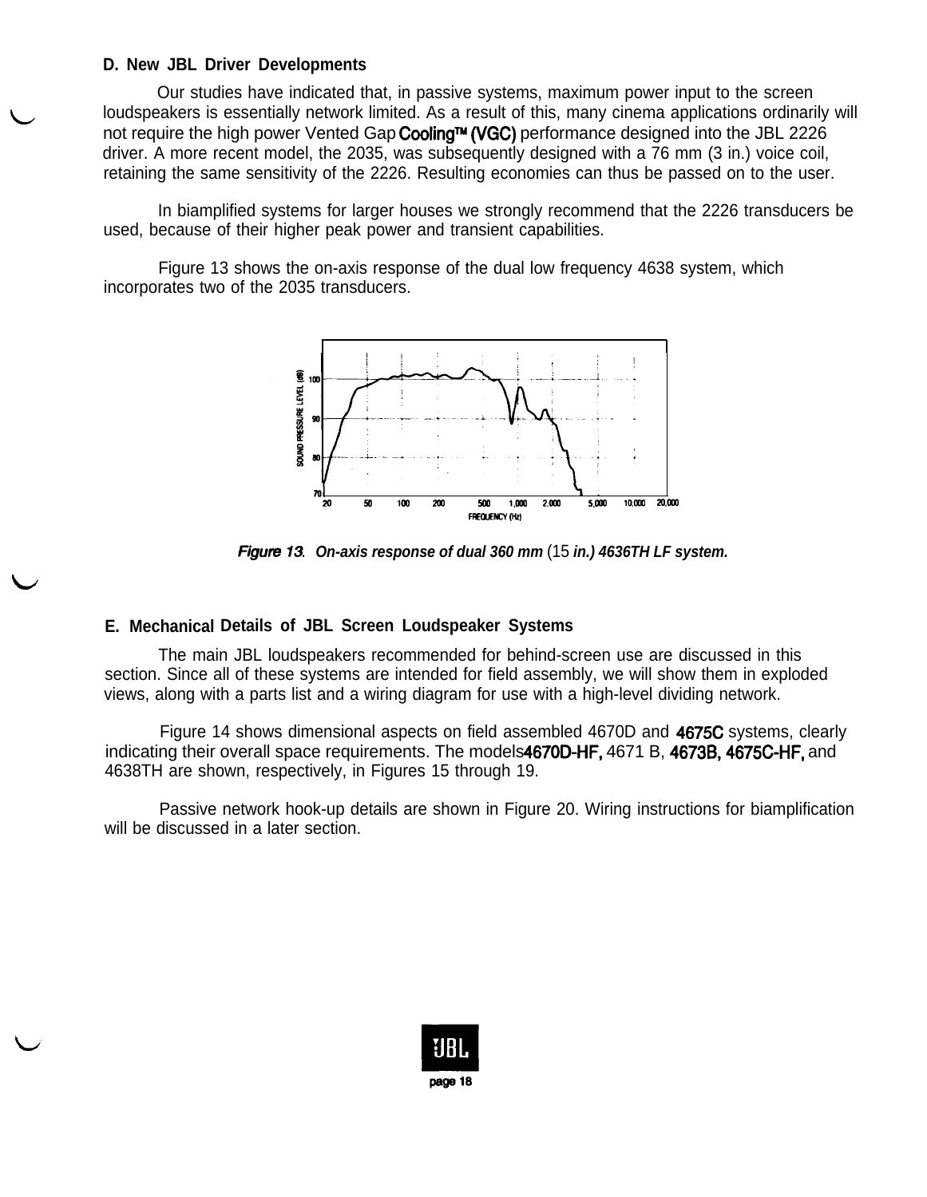### D. New JBL Driver Developments

Our studies have indicated that, in passive systems, maximum power input to the screen loudspeakers is essentially network limited. As a result of this, many cinema applications ordinarily will not require the high power Vented Gap Cooling™ (VGC) performance designed into the JBL 2226 driver. A more recent model, the 2035, was subsequently designed with a 76 mm (3 in.) voice coil, retaining the same sensitivity of the 2226. Resulting economies can thus be passed on to the user.

In biamplified systems for larger houses we strongly recommend that the 2226 transducers be used, because of their higher peak power and transient capabilities.

Figure 13 shows the on-axis response of the dual low frequency 4638 system, which incorporates two of the 2035 transducers.

***Figure 13**. On-axis response of dual 360 mm (15 in.) 4636TH LF system.*

### E. Mechanical Details of JBL Screen Loudspeaker Systems

The main JBL loudspeakers recommended for behind-screen use are discussed in this section. Since all of these systems are intended for field assembly, we will show them in exploded views, along with a parts list and a wiring diagram for use with a high-level dividing network.

Figure 14 shows dimensional aspects on field assembled 4670D and 4675C systems, clearly indicating their overall space requirements. The models 4670D-HF, 4671 B, 4673B, 4675C-HF, and 4638TH are shown, respectively, in Figures 15 through 19.

Passive network hook-up details are shown in Figure 20. Wiring instructions for biamplification will be discussed in a later section.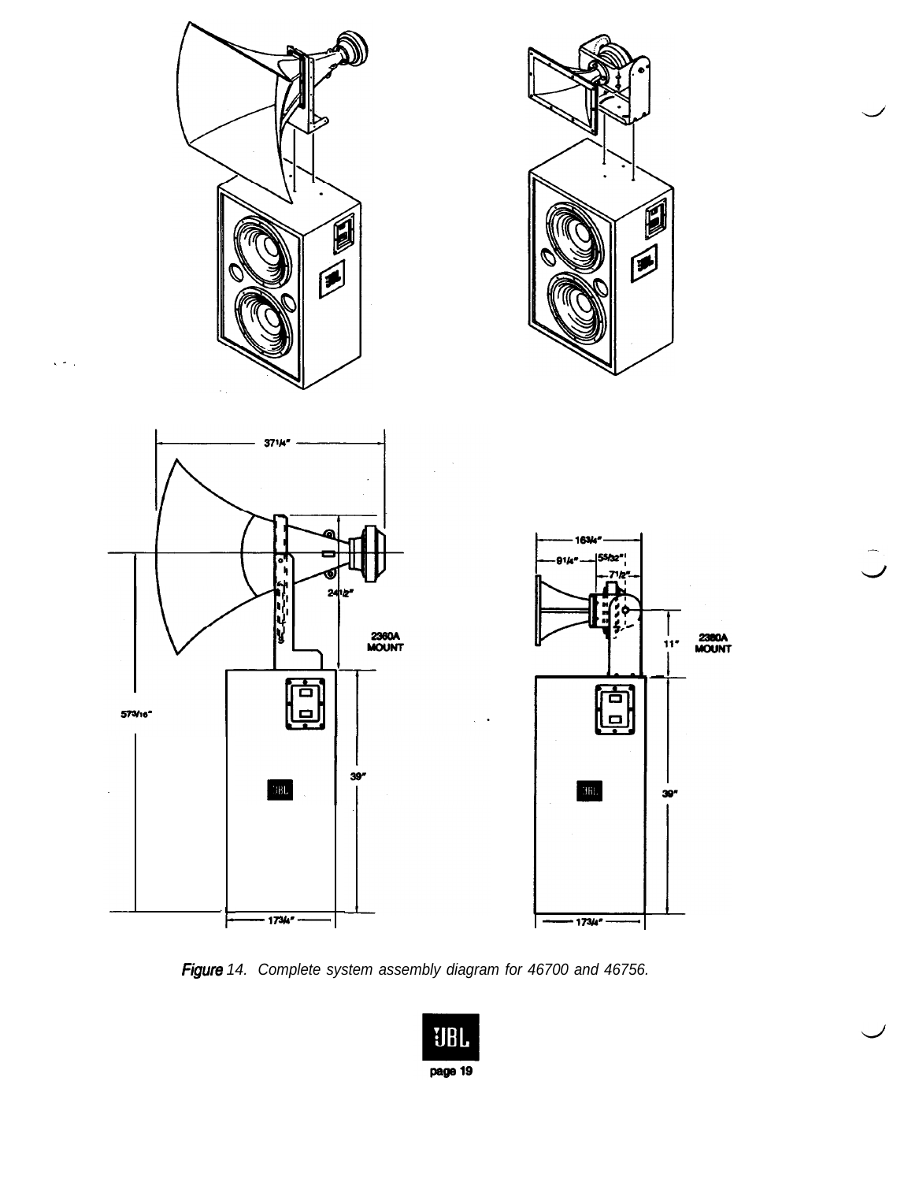*Figure 14. Complete system assembly diagram for 46700 and 46756.*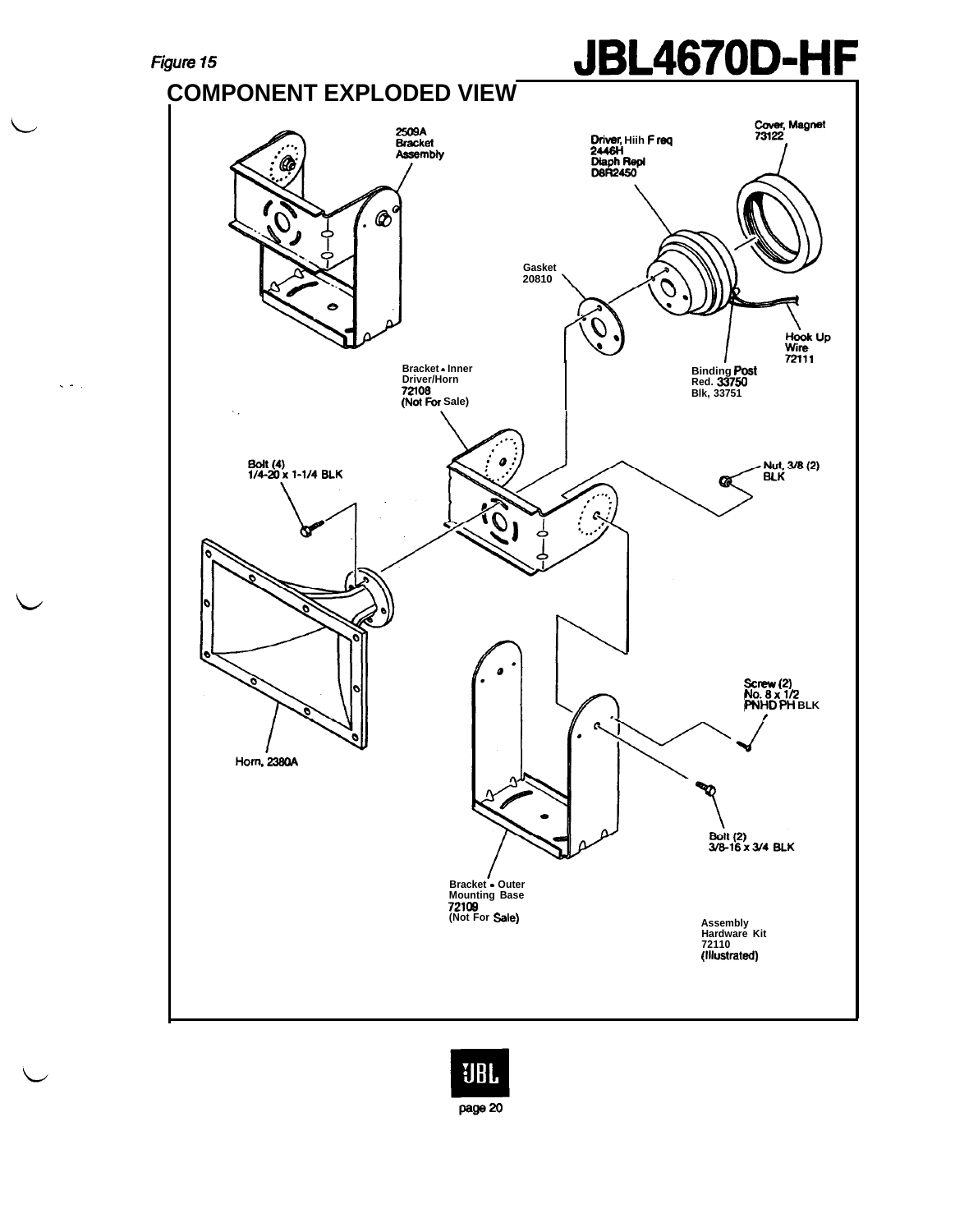*Figure 15*

# JBL4670D-HF

## COMPONENT EXPLODED VIEW

2509A
Bracket
Assembly

Driver, Hiih F req
2446H
Diaph Repl
D8R2450

Cover, Magnet
73122

Gasket
20810

Hook Up
Wire
72111

Bracket - Inner
Driver/Horn
72108
(Not For Sale)

Binding Post
Red. 33750
Blk, 33751

Bolt (4)
1/4-20 x 1-1/4 BLK

Nut, 3/8 (2)
BLK

Horn, 2380A

Screw (2)
No. 8 x 1/2
PNHD PH BLK

Bolt (2)
3/8-16 x 3/4 BLK

Bracket - Outer
Mounting Base
72109
(Not For Sale)

Assembly
Hardware Kit
72110
(Illustrated)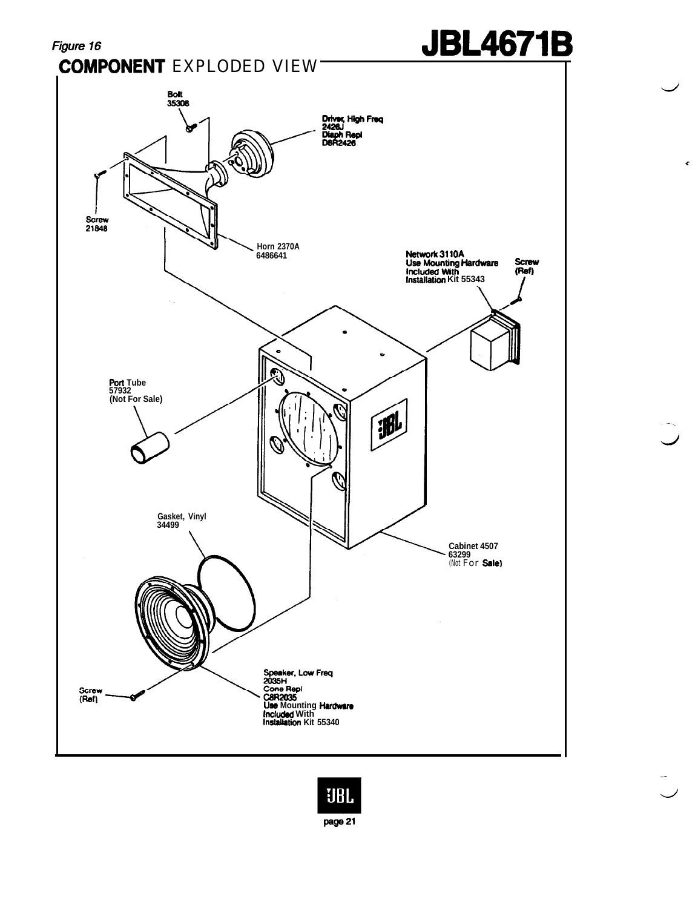*Figure 16*

# JBL4671B

## COMPONENT EXPLODED VIEW

Bolt
35308

Driver, High Freq
2426J
Diaph Repl
D8R2426

Screw
21848

Horn 2370A
6486641

Network 3110A
Use Mounting Hardware
Included With
Installation Kit 55343

Screw
(Ref)

Port Tube
57932
(Not For Sale)

Gasket, Vinyl
34499

Cabinet 4507
63299
(Not For Sale)

Screw
(Ref)

Speaker, Low Freq
2035H
Cone Repl
C8R2035
Use Mounting Hardware
Included With
Installation Kit 55340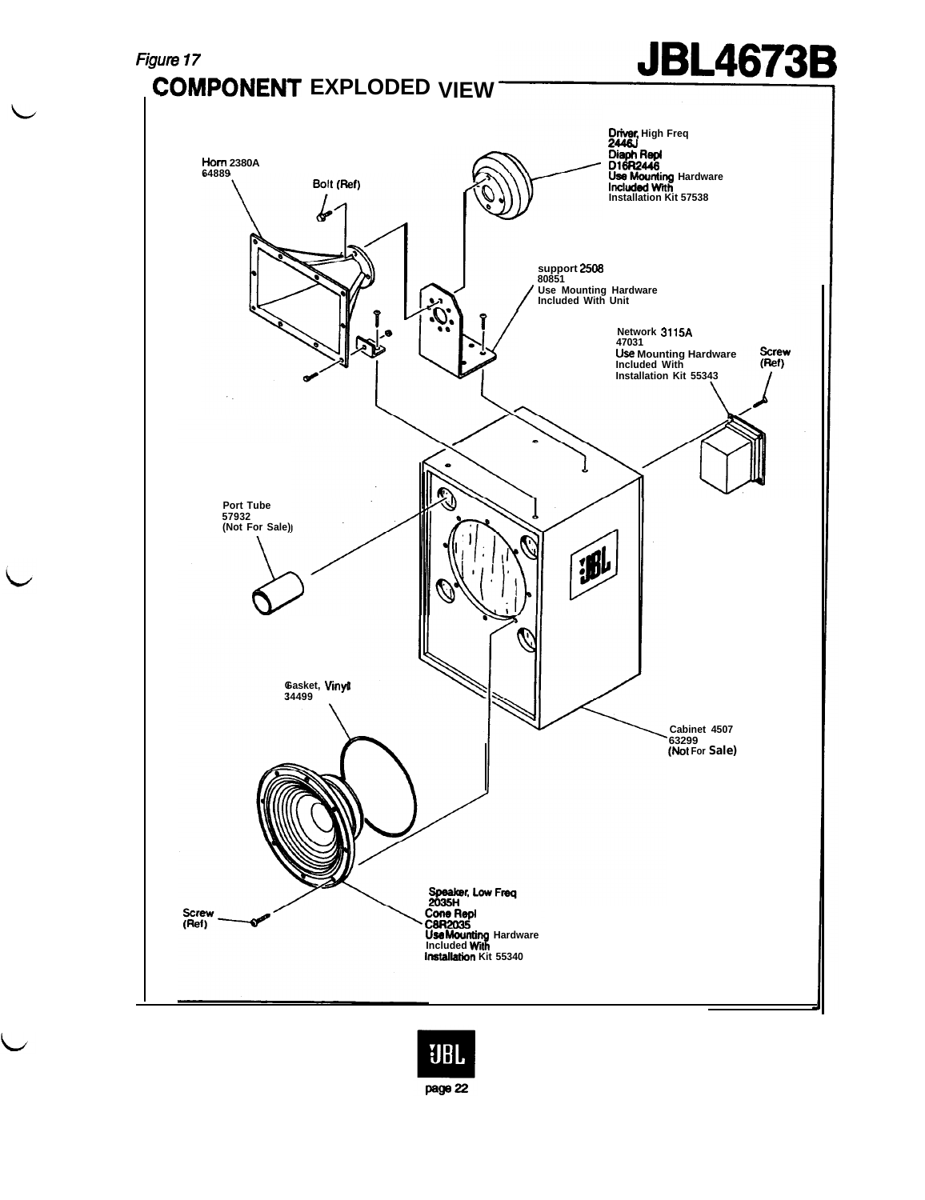*Figure 17*

# JBL4673B

## COMPONENT EXPLODED VIEW

Driver, High Freq
2446J
Diaph Repl
D16R2446
Use Mounting Hardware
Included With
Installation Kit 57538

Horn 2380A
64889

Bolt (Ref)

support 2508
80851
Use Mounting Hardware
Included With Unit

Network 3115A
47031
Use Mounting Hardware
Included With
Installation Kit 55343

Screw
(Ref)

Port Tube
57932
(Not For Sale)

Gasket, Vinyl
34499

Cabinet 4507
63299
(Not For Sale)

Speaker, Low Freq
2035H
Cone Repl
C8R2035
Use Mounting Hardware
Included With
Installation Kit 55340

Screw
(Ref)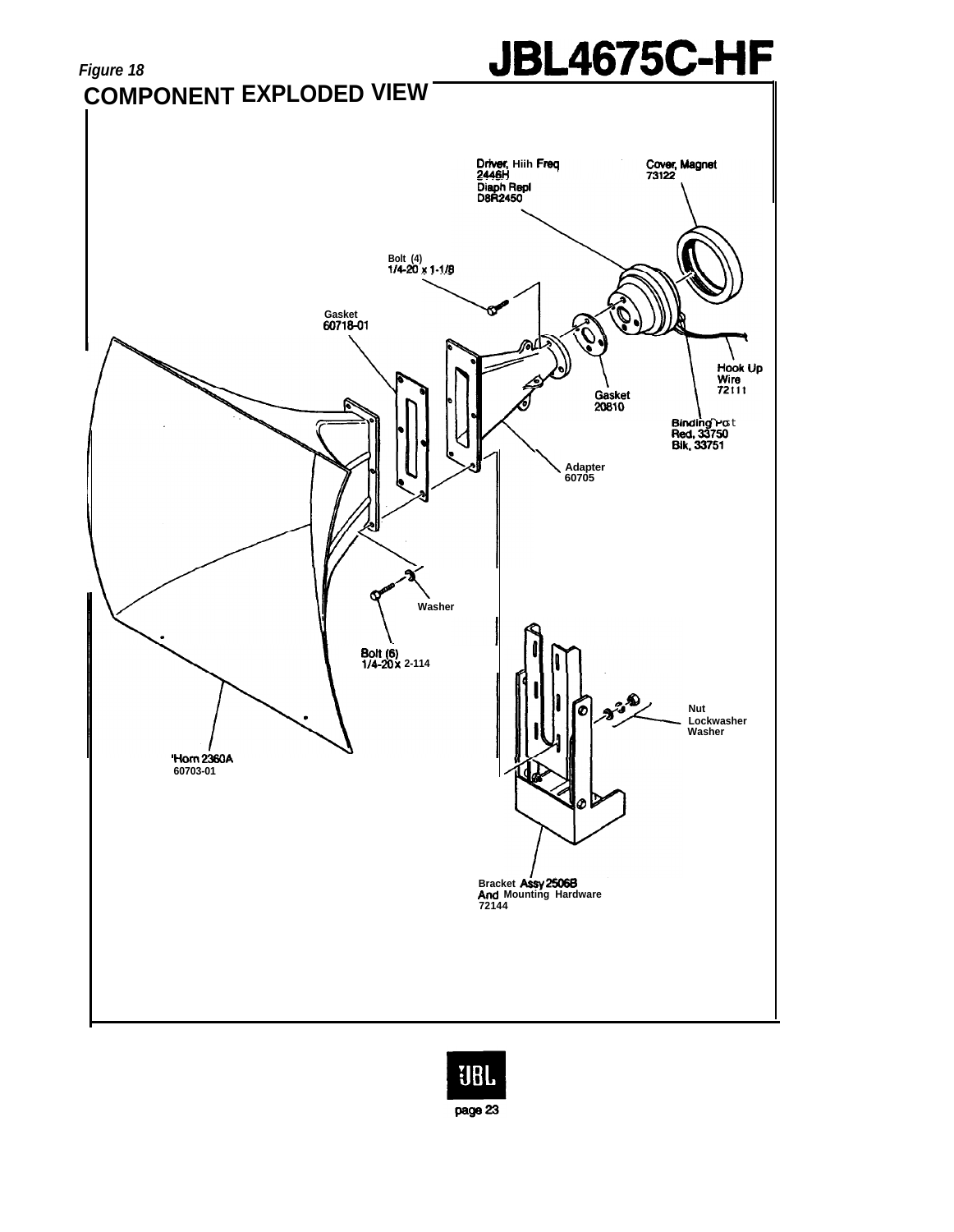*Figure 18*

# COMPONENT EXPLODED VIEW

# JBL4675C-HF

Driver, Hiih Freq
2446H
Diaph Repl
D8R2450

Cover, Magnet
73122

Bolt (4)
1/4-20 x 1-1/8

Gasket
60718-01

Hook Up
Wire
72111

Gasket
20810

Binding Post
Red, 33750
Blk, 33751

Adapter
60705

Washer

Bolt (6)
1/4-20 x 2-114

Nut
Lockwasher
Washer

'Horn 2360A
60703-01

Bracket Assy 2506B
And Mounting Hardware
72144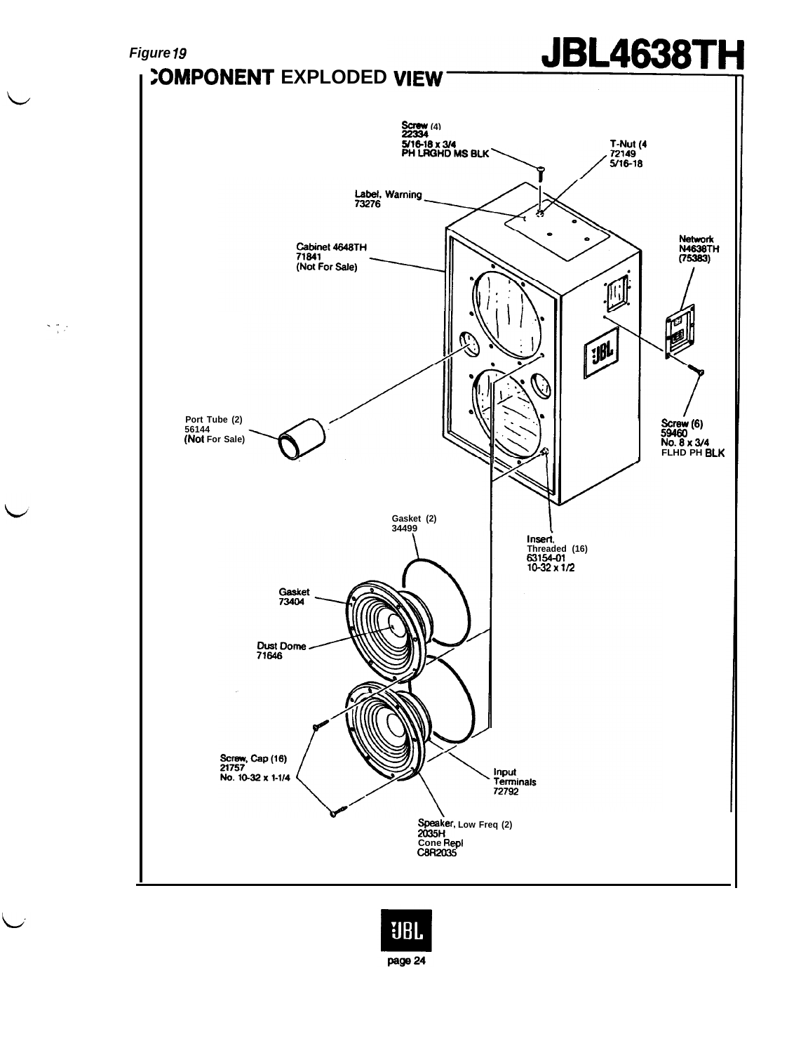*Figure 19*

# JBL4638TH

## COMPONENT EXPLODED VIEW

Screw (4)
22334
5/16-18 x 3/4
PH LRGHD MS BLK

T-Nut (4
72149
5/16-18

Label, Warning
73276

Cabinet 4648TH
71841
(Not For Sale)

Network
N4638TH
(75383)

Port Tube (2)
56144
(Not For Sale)

Screw (6)
59460
No. 8 x 3/4
FLHD PH BLK

Gasket (2)
34499

Insert,
Threaded (16)
63154-01
10-32 x 1/2

Gasket
73404

Dust Dome
71646

Screw, Cap (16)
21757
No. 10-32 x 1-1/4

Input
Terminals
72792

Speaker, Low Freq (2)
2035H
Cone Repl
C8R2035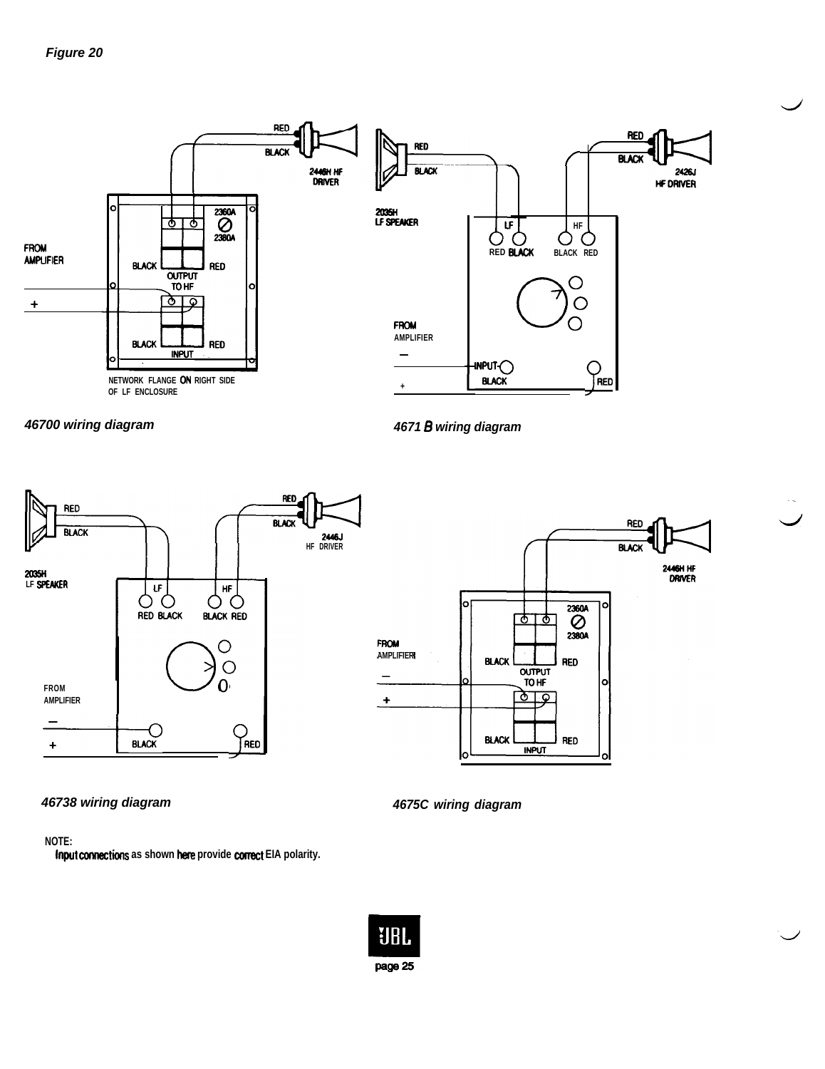*Figure 20*

RED

BLACK

2446H HF DRIVER

2360A

2380A

FROM AMPLIFIER

BLACK RED

OUTPUT TO HF

+

BLACK RED

INPUT

NETWORK FLANGE ON RIGHT SIDE OF LF ENCLOSURE

*46700 wiring diagram*

RED

BLACK

2035H LF SPEAKER

LF HF

RED BLACK BLACK RED

RED

BLACK

2426J HF DRIVER

FROM AMPLIFIER

–

INPUT

BLACK RED

+

*4671 B wiring diagram*

RED

BLACK

2035H LF SPEAKER

LF HF

RED BLACK BLACK RED

RED

BLACK

2446J HF DRIVER

FROM AMPLIFIER

–

+

BLACK RED

*46738 wiring diagram*

RED

BLACK

2446H HF DRIVER

2360A

2380A

FROM AMPLIFIER

BLACK RED

OUTPUT TO HF

–

+

BLACK RED

INPUT

*4675C wiring diagram*

NOTE:
Input connections as shown here provide correct EIA polarity.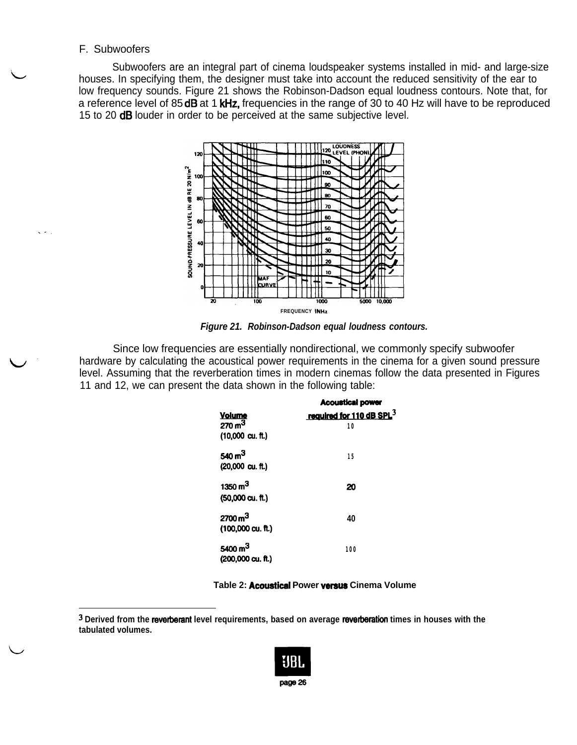## F. Subwoofers

Subwoofers are an integral part of cinema loudspeaker systems installed in mid- and large-size houses. In specifying them, the designer must take into account the reduced sensitivity of the ear to low frequency sounds. Figure 21 shows the Robinson-Dadson equal loudness contours. Note that, for a reference level of 85 dB at 1 kHz, frequencies in the range of 30 to 40 Hz will have to be reproduced 15 to 20 dB louder in order to be perceived at the same subjective level.

*Figure 21. Robinson-Dadson equal loudness contours.*

Since low frequencies are essentially nondirectional, we commonly specify subwoofer hardware by calculating the acoustical power requirements in the cinema for a given sound pressure level. Assuming that the reverberation times in modern cinemas follow the data presented in Figures 11 and 12, we can present the data shown in the following table:

| Volume | Acoustical power required for 110 dB SPL[3] |
|---|---|
| 270 $m^3$ (10,000 cu. ft.) | 10 |
| 540 $m^3$ (20,000 cu. ft.) | 15 |
| 1350 $m^3$ (50,000 cu. ft.) | 20 |
| 2700 $m^3$ (100,000 cu. ft.) | 40 |
| 5400 $m^3$ (200,000 cu. ft.) | 100 |

Table 2: Acoustical Power versus Cinema Volume

[3] Derived from the reverberant level requirements, based on average reverberation times in houses with the tabulated volumes.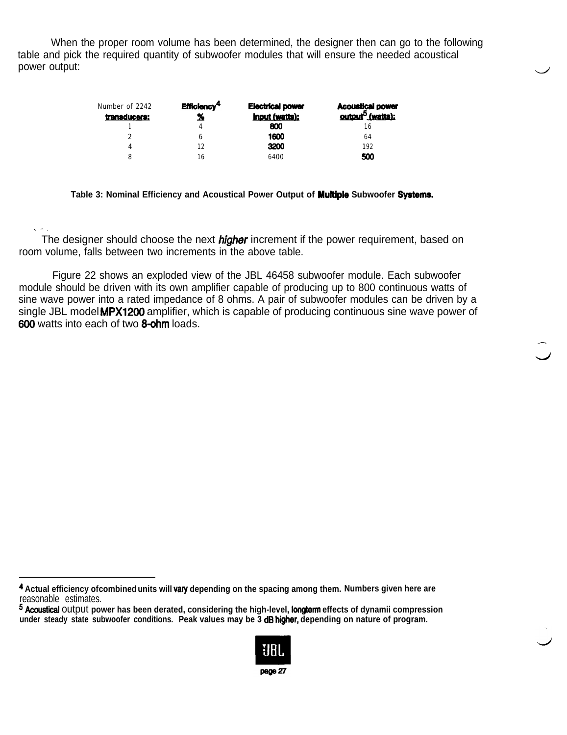When the proper room volume has been determined, the designer then can go to the following table and pick the required quantity of subwoofer modules that will ensure the needed acoustical power output:

| Number of 2242 transducers: | Efficiency[4] % | Electrical power input (watts): | Acoustical power output[5] (watts): |
|---|---|---|---|
| 1 | 4 | 800 | 16 |
| 2 | 6 | 1600 | 64 |
| 4 | 12 | 3200 | 192 |
| 8 | 16 | 6400 | 500 |

**Table 3: Nominal Efficiency and Acoustical Power Output of Multiple Subwoofer Systems.**

The designer should choose the next *higher* increment if the power requirement, based on room volume, falls between two increments in the above table.

Figure 22 shows an exploded view of the JBL 46458 subwoofer module. Each subwoofer module should be driven with its own amplifier capable of producing up to 800 continuous watts of sine wave power into a rated impedance of 8 ohms. A pair of subwoofer modules can be driven by a single JBL model MPX1200 amplifier, which is capable of producing continuous sine wave power of 600 watts into each of two 8-ohm loads.

---

[4] **Actual efficiency ofcombined units will vary depending on the spacing among them. Numbers given here are** reasonable estimates.

[5] **Acoustical** output **power has been derated, considering the high-level, longterm effects of dynamii compression under steady state subwoofer conditions. Peak values may be 3 dB higher, depending on nature of program.**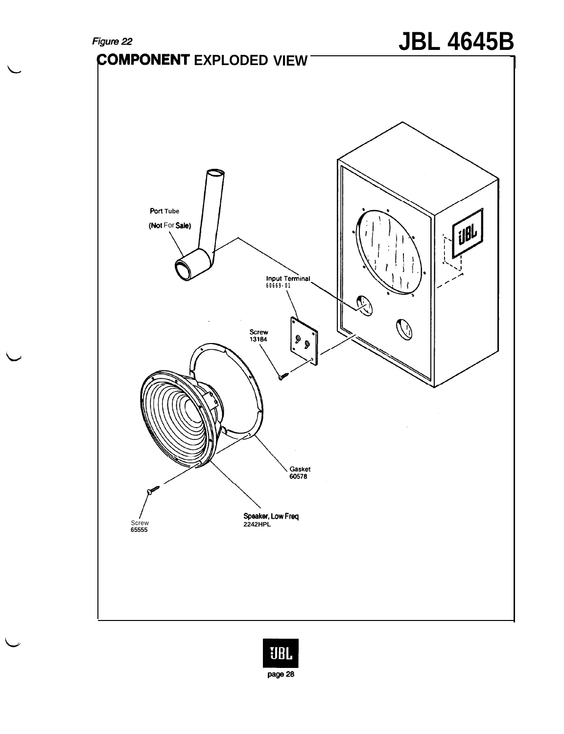*Figure 22*

# COMPONENT EXPLODED VIEW

Port Tube
(Not For Sale)

Input Terminal
60669-01

Screw
13184

Gasket
60578

Screw
65555

Speaker, Low Freq
2242HPL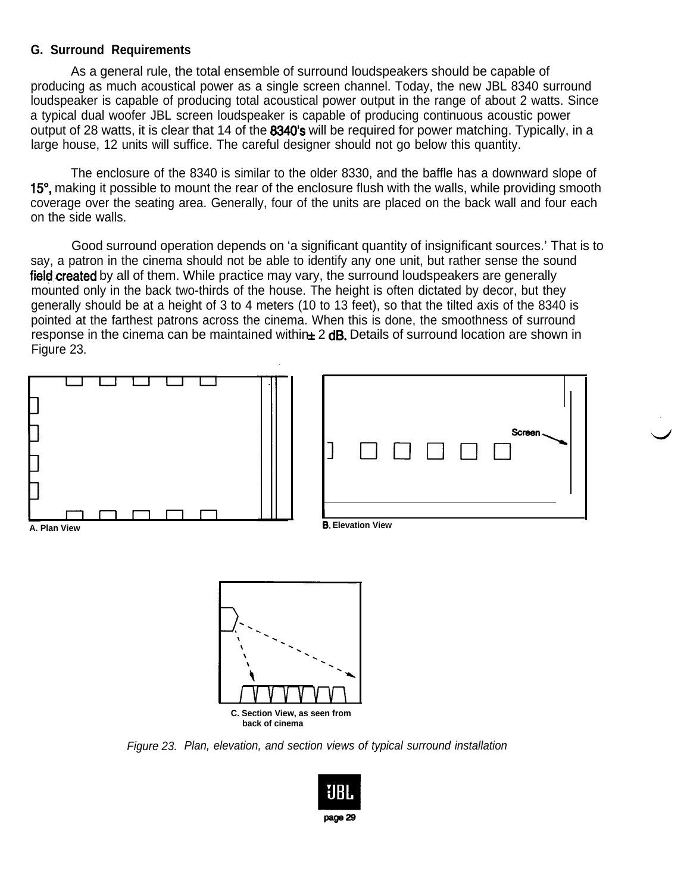### G. Surround Requirements

As a general rule, the total ensemble of surround loudspeakers should be capable of producing as much acoustical power as a single screen channel. Today, the new JBL 8340 surround loudspeaker is capable of producing total acoustical power output in the range of about 2 watts. Since a typical dual woofer JBL screen loudspeaker is capable of producing continuous acoustic power output of 28 watts, it is clear that 14 of the 8340's will be required for power matching. Typically, in a large house, 12 units will suffice. The careful designer should not go below this quantity.

The enclosure of the 8340 is similar to the older 8330, and the baffle has a downward slope of 15°, making it possible to mount the rear of the enclosure flush with the walls, while providing smooth coverage over the seating area. Generally, four of the units are placed on the back wall and four each on the side walls.

Good surround operation depends on 'a significant quantity of insignificant sources.' That is to say, a patron in the cinema should not be able to identify any one unit, but rather sense the sound field created by all of them. While practice may vary, the surround loudspeakers are generally mounted only in the back two-thirds of the house. The height is often dictated by decor, but they generally should be at a height of 3 to 4 meters (10 to 13 feet), so that the tilted axis of the 8340 is pointed at the farthest patrons across the cinema. When this is done, the smoothness of surround response in the cinema can be maintained within ± 2 dB. Details of surround location are shown in Figure 23.

A. Plan View

B. Elevation View

Screen

C. Section View, as seen from back of cinema

*Figure 23. Plan, elevation, and section views of typical surround installation*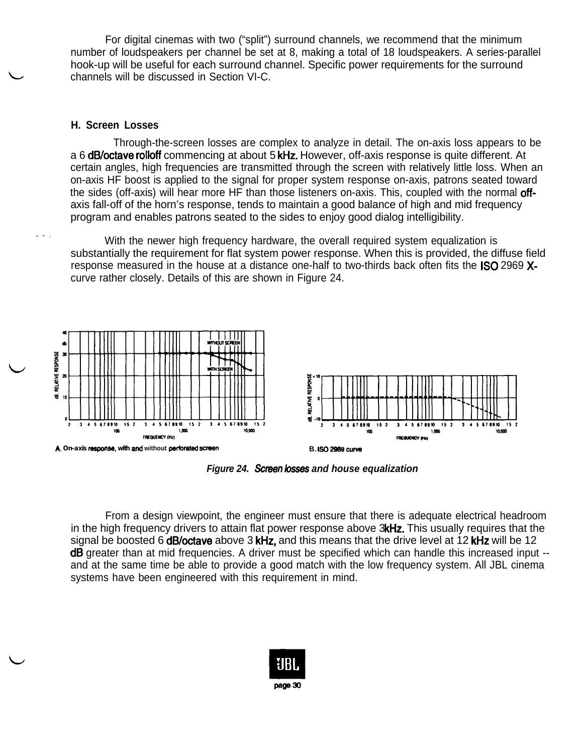For digital cinemas with two ("split") surround channels, we recommend that the minimum number of loudspeakers per channel be set at 8, making a total of 18 loudspeakers. A series-parallel hook-up will be useful for each surround channel. Specific power requirements for the surround channels will be discussed in Section VI-C.

### H. Screen Losses

Through-the-screen losses are complex to analyze in detail. The on-axis loss appears to be a 6 dB/octave rolloff commencing at about 5 kHz. However, off-axis response is quite different. At certain angles, high frequencies are transmitted through the screen with relatively little loss. When an on-axis HF boost is applied to the signal for proper system response on-axis, patrons seated toward the sides (off-axis) will hear more HF than those listeners on-axis. This, coupled with the normal off-axis fall-off of the horn's response, tends to maintain a good balance of high and mid frequency program and enables patrons seated to the sides to enjoy good dialog intelligibility.

With the newer high frequency hardware, the overall required system equalization is substantially the requirement for flat system power response. When this is provided, the diffuse field response measured in the house at a distance one-half to two-thirds back often fits the ISO 2969 X-curve rather closely. Details of this are shown in Figure 24.

A. On-axis response, with and without perforated screen

B. ISO 2969 curve

*Figure 24. Screen losses and house equalization*

From a design viewpoint, the engineer must ensure that there is adequate electrical headroom in the high frequency drivers to attain flat power response above 3kHz. This usually requires that the signal be boosted 6 dB/octave above 3 kHz, and this means that the drive level at 12 kHz will be 12 dB greater than at mid frequencies. A driver must be specified which can handle this increased input -- and at the same time be able to provide a good match with the low frequency system. All JBL cinema systems have been engineered with this requirement in mind.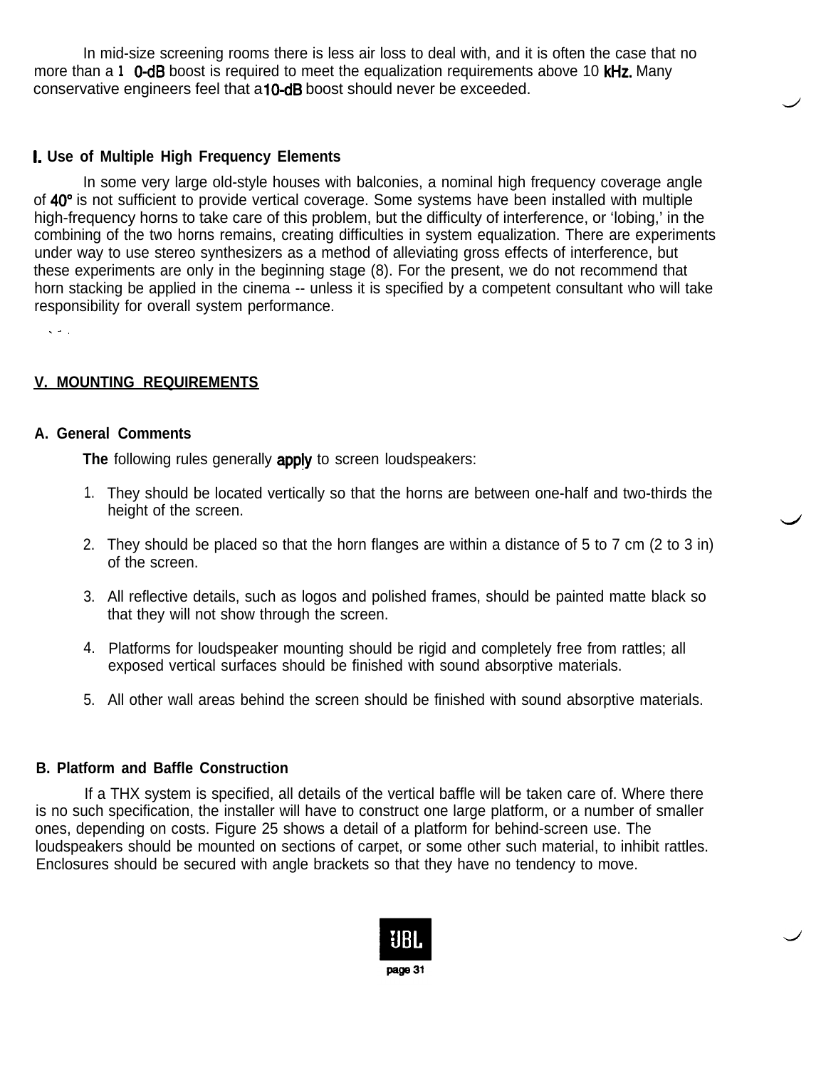In mid-size screening rooms there is less air loss to deal with, and it is often the case that no more than a 10-dB boost is required to meet the equalization requirements above 10 kHz. Many conservative engineers feel that a 10-dB boost should never be exceeded.

### I. Use of Multiple High Frequency Elements

In some very large old-style houses with balconies, a nominal high frequency coverage angle of 40° is not sufficient to provide vertical coverage. Some systems have been installed with multiple high-frequency horns to take care of this problem, but the difficulty of interference, or 'lobing,' in the combining of the two horns remains, creating difficulties in system equalization. There are experiments under way to use stereo synthesizers as a method of alleviating gross effects of interference, but these experiments are only in the beginning stage (8). For the present, we do not recommend that horn stacking be applied in the cinema -- unless it is specified by a competent consultant who will take responsibility for overall system performance.

## V. MOUNTING REQUIREMENTS

### A. General Comments

The following rules generally apply to screen loudspeakers:

1. They should be located vertically so that the horns are between one-half and two-thirds the height of the screen.
2. They should be placed so that the horn flanges are within a distance of 5 to 7 cm (2 to 3 in) of the screen.
3. All reflective details, such as logos and polished frames, should be painted matte black so that they will not show through the screen.
4. Platforms for loudspeaker mounting should be rigid and completely free from rattles; all exposed vertical surfaces should be finished with sound absorptive materials.
5. All other wall areas behind the screen should be finished with sound absorptive materials.

### B. Platform and Baffle Construction

If a THX system is specified, all details of the vertical baffle will be taken care of. Where there is no such specification, the installer will have to construct one large platform, or a number of smaller ones, depending on costs. Figure 25 shows a detail of a platform for behind-screen use. The loudspeakers should be mounted on sections of carpet, or some other such material, to inhibit rattles. Enclosures should be secured with angle brackets so that they have no tendency to move.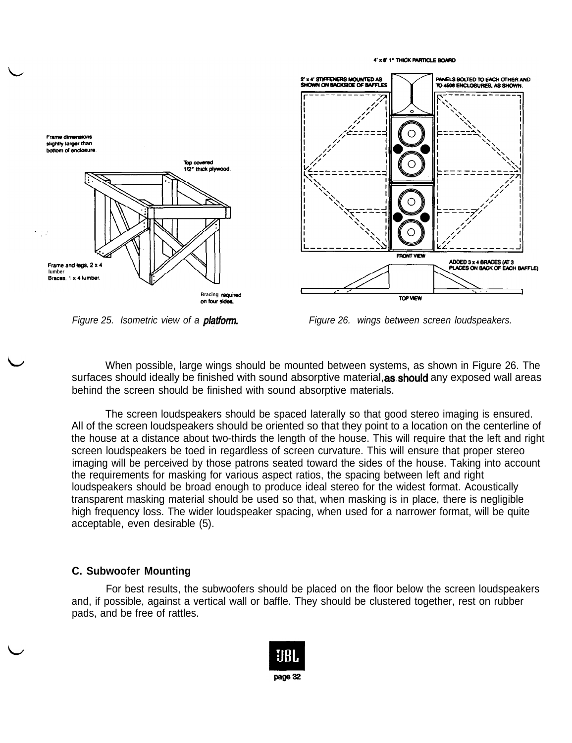Figure 25. Isometric view of a platform.

Figure 26. wings between screen loudspeakers.

When possible, large wings should be mounted between systems, as shown in Figure 26. The surfaces should ideally be finished with sound absorptive material, as should any exposed wall areas behind the screen should be finished with sound absorptive materials.

The screen loudspeakers should be spaced laterally so that good stereo imaging is ensured. All of the screen loudspeakers should be oriented so that they point to a location on the centerline of the house at a distance about two-thirds the length of the house. This will require that the left and right screen loudspeakers be toed in regardless of screen curvature. This will ensure that proper stereo imaging will be perceived by those patrons seated toward the sides of the house. Taking into account the requirements for masking for various aspect ratios, the spacing between left and right loudspeakers should be broad enough to produce ideal stereo for the widest format. Acoustically transparent masking material should be used so that, when masking is in place, there is negligible high frequency loss. The wider loudspeaker spacing, when used for a narrower format, will be quite acceptable, even desirable (5).

### C. Subwoofer Mounting

For best results, the subwoofers should be placed on the floor below the screen loudspeakers and, if possible, against a vertical wall or baffle. They should be clustered together, rest on rubber pads, and be free of rattles.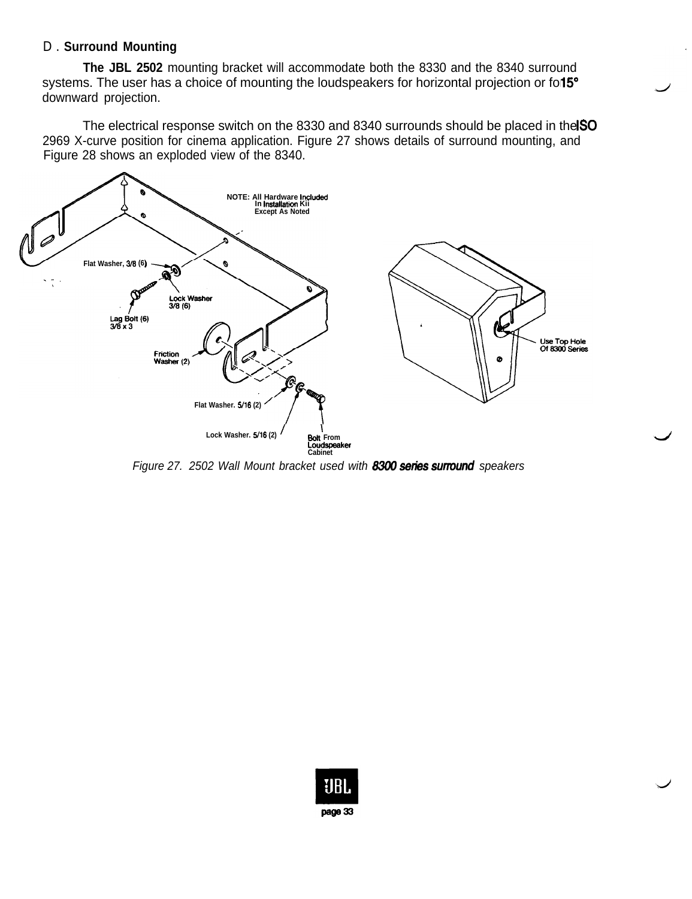## D. Surround Mounting

**The JBL 2502** mounting bracket will accommodate both the 8330 and the 8340 surround systems. The user has a choice of mounting the loudspeakers for horizontal projection or for 15° downward projection.

The electrical response switch on the 8330 and 8340 surrounds should be placed in the ISO 2969 X-curve position for cinema application. Figure 27 shows details of surround mounting, and Figure 28 shows an exploded view of the 8340.

NOTE: All Hardware Included In Installation Kit Except As Noted

Flat Washer, 3/8 (6)

Lock Washer 3/8 (6)

Lag Bolt (6) 3/8 x 3

Friction Washer (2)

Flat Washer. 5/16 (2)

Lock Washer. 5/16 (2)

Bolt From Loudspeaker Cabinet

Use Top Hole Of 8300 Series

*Figure 27. 2502 Wall Mount bracket used with 8300 series surround speakers*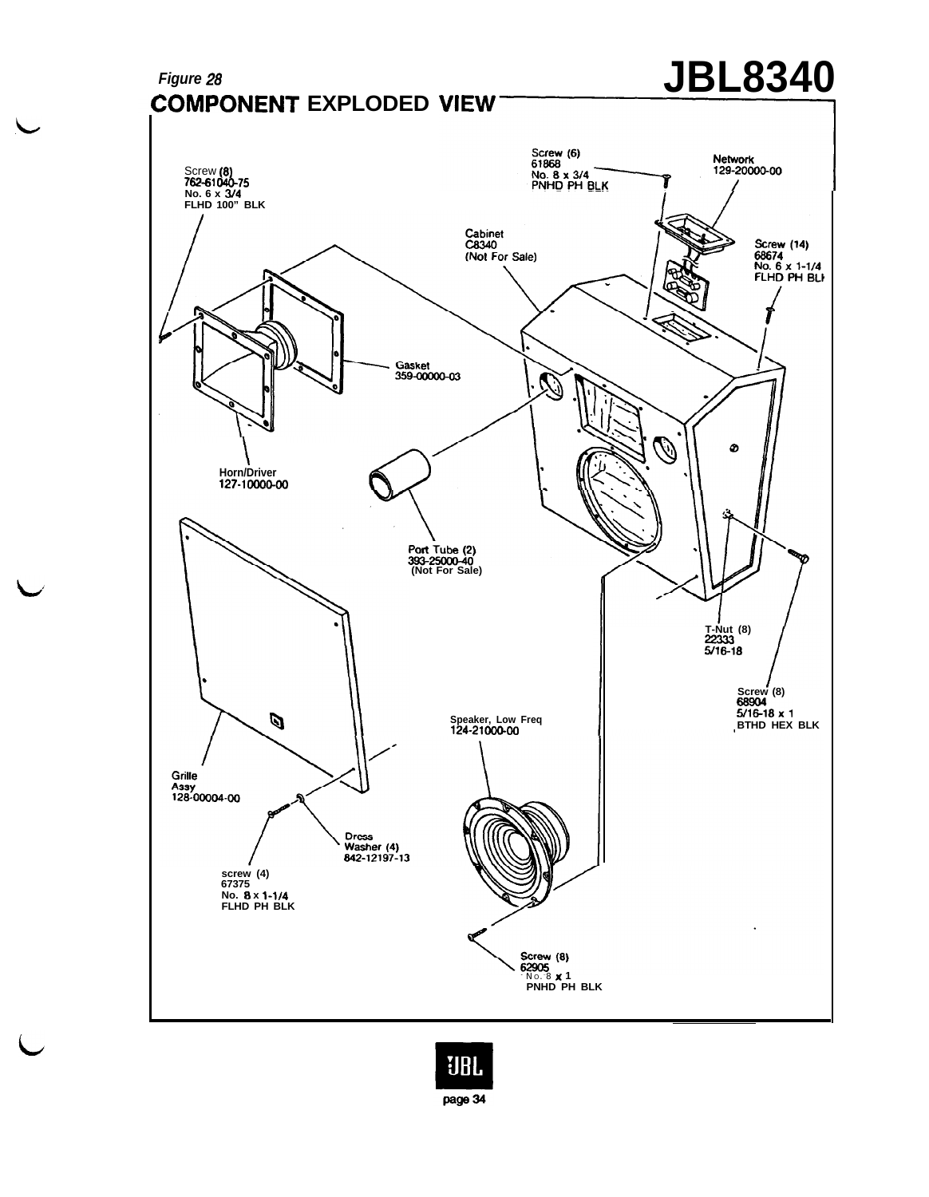*Figure 28*

# JBL8340

## COMPONENT EXPLODED VIEW

Screw (8)
762-61040-75
No. 6 x 3/4
FLHD 100" BLK

Screw (6)
61868
No. 8 x 3/4
PNHD PH BLK

Network
129-20000-00

Cabinet
C8340
(Not For Sale)

Screw (14)
68674
No. 6 x 1-1/4
FLHD PH BLK

Gasket
359-00000-03

Horn/Driver
127-10000-00

Port Tube (2)
393-25000-40
(Not For Sale)

T-Nut (8)
22333
5/16-18

Screw (8)
68904
5/16-18 x 1
BTHD HEX BLK

Speaker, Low Freq
124-21000-00

Grille Assy
128-00004-00

Dress Washer (4)
842-12197-13

screw (4)
67375
No. 8 x 1-1/4
FLHD PH BLK

Screw (8)
62905
No. 8 x 1
PNHD PH BLK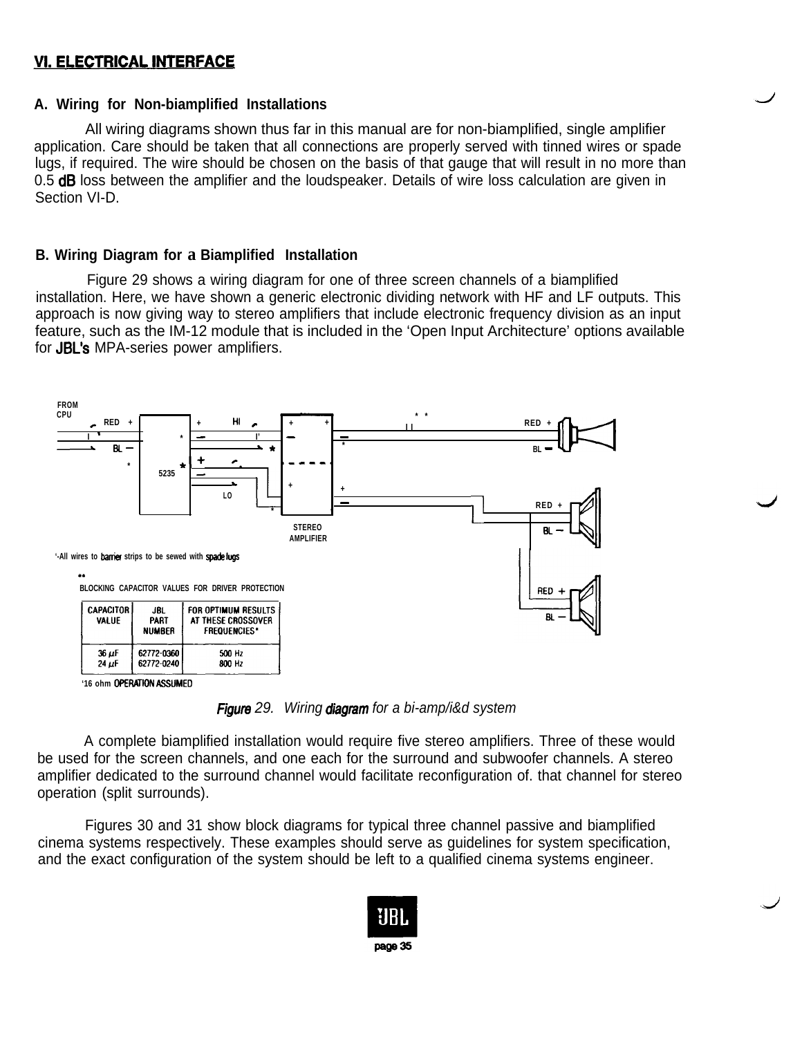## VI. ELECTRICAL INTERFACE

### A. Wiring for Non-biamplified Installations

All wiring diagrams shown thus far in this manual are for non-biamplified, single amplifier application. Care should be taken that all connections are properly served with tinned wires or spade lugs, if required. The wire should be chosen on the basis of that gauge that will result in no more than 0.5 dB loss between the amplifier and the loudspeaker. Details of wire loss calculation are given in Section VI-D.

### B. Wiring Diagram for a Biamplified Installation

Figure 29 shows a wiring diagram for one of three screen channels of a biamplified installation. Here, we have shown a generic electronic dividing network with HF and LF outputs. This approach is now giving way to stereo amplifiers that include electronic frequency division as an input feature, such as the IM-12 module that is included in the 'Open Input Architecture' options available for JBL's MPA-series power amplifiers.

FROM CPU | RED + | BL – | 5235 | HI | LO | STEREO AMPLIFIER | RED + | BL – | RED + | BL – | RED + | BL –

*-All wires to barrier strips to be sewed with spade lugs

** BLOCKING CAPACITOR VALUES FOR DRIVER PROTECTION

| CAPACITOR VALUE | JBL PART NUMBER | FOR OPTIMUM RESULTS AT THESE CROSSOVER FREQUENCIES* |
|---|---|---|
| 36 µF | 62772-0360 | 500 Hz |
| 24 µF | 62772-0240 | 800 Hz |

*16 ohm OPERATION ASSUMED

*Figure 29. Wiring diagram for a bi-amp/i&d system*

A complete biamplified installation would require five stereo amplifiers. Three of these would be used for the screen channels, and one each for the surround and subwoofer channels. A stereo amplifier dedicated to the surround channel would facilitate reconfiguration of. that channel for stereo operation (split surrounds).

Figures 30 and 31 show block diagrams for typical three channel passive and biamplified cinema systems respectively. These examples should serve as guidelines for system specification, and the exact configuration of the system should be left to a qualified cinema systems engineer.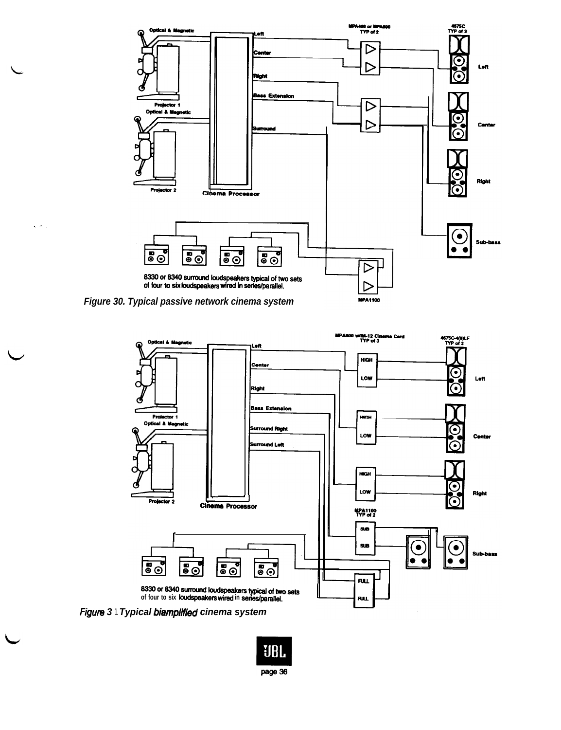Figure 30. Typical passive network cinema system

Figure 3 1 Typical biamplified cinema system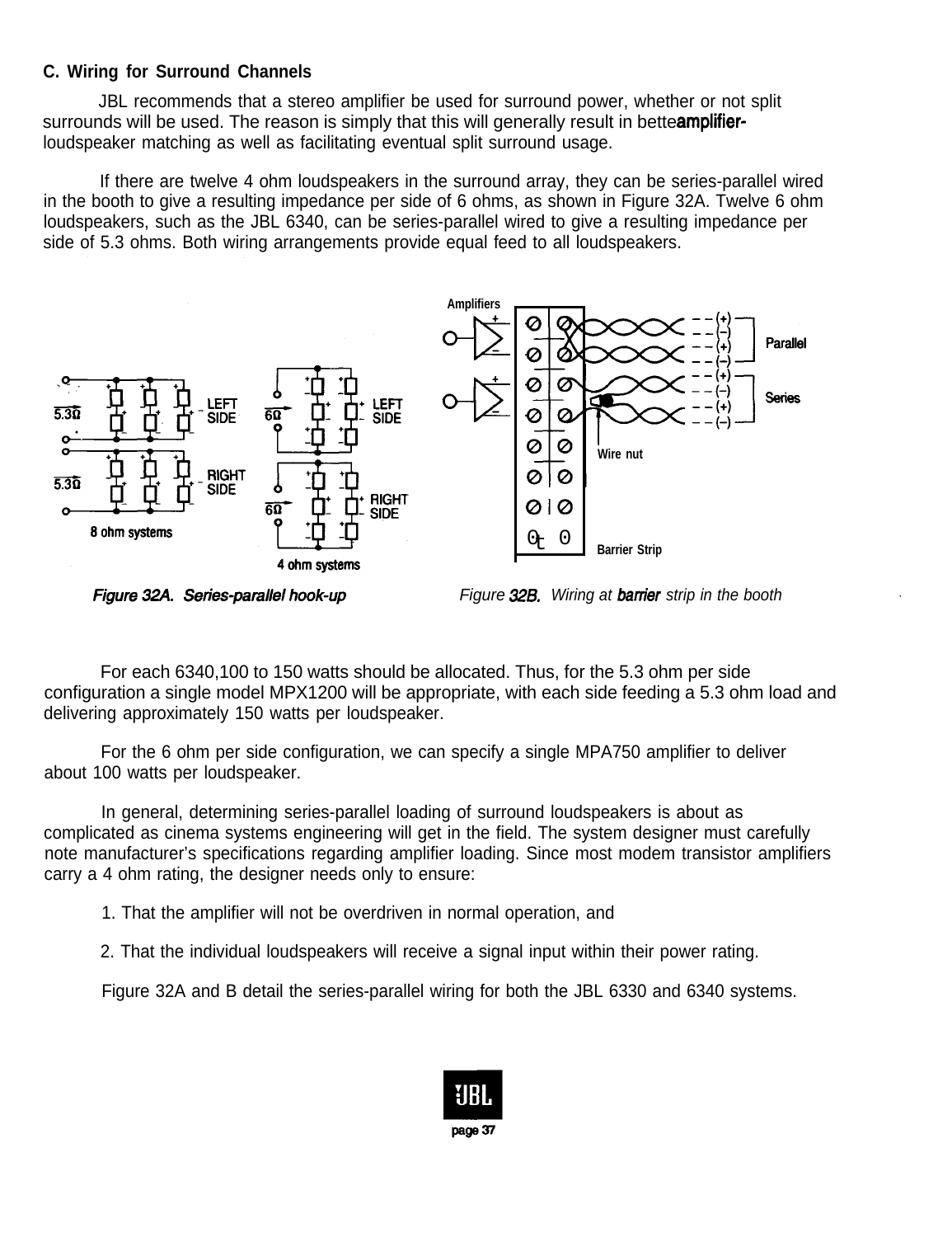### C. Wiring for Surround Channels

JBL recommends that a stereo amplifier be used for surround power, whether or not split surrounds will be used. The reason is simply that this will generally result in better amplifier-loudspeaker matching as well as facilitating eventual split surround usage.

If there are twelve 4 ohm loudspeakers in the surround array, they can be series-parallel wired in the booth to give a resulting impedance per side of 6 ohms, as shown in Figure 32A. Twelve 6 ohm loudspeakers, such as the JBL 6340, can be series-parallel wired to give a resulting impedance per side of 5.3 ohms. Both wiring arrangements provide equal feed to all loudspeakers.

*Figure 32A. Series-parallel hook-up*

*Figure 32B. Wiring at barrier strip in the booth*

For each 6340,100 to 150 watts should be allocated. Thus, for the 5.3 ohm per side configuration a single model MPX1200 will be appropriate, with each side feeding a 5.3 ohm load and delivering approximately 150 watts per loudspeaker.

For the 6 ohm per side configuration, we can specify a single MPA750 amplifier to deliver about 100 watts per loudspeaker.

In general, determining series-parallel loading of surround loudspeakers is about as complicated as cinema systems engineering will get in the field. The system designer must carefully note manufacturer's specifications regarding amplifier loading. Since most modem transistor amplifiers carry a 4 ohm rating, the designer needs only to ensure:

1. That the amplifier will not be overdriven in normal operation, and

2. That the individual loudspeakers will receive a signal input within their power rating.

Figure 32A and B detail the series-parallel wiring for both the JBL 6330 and 6340 systems.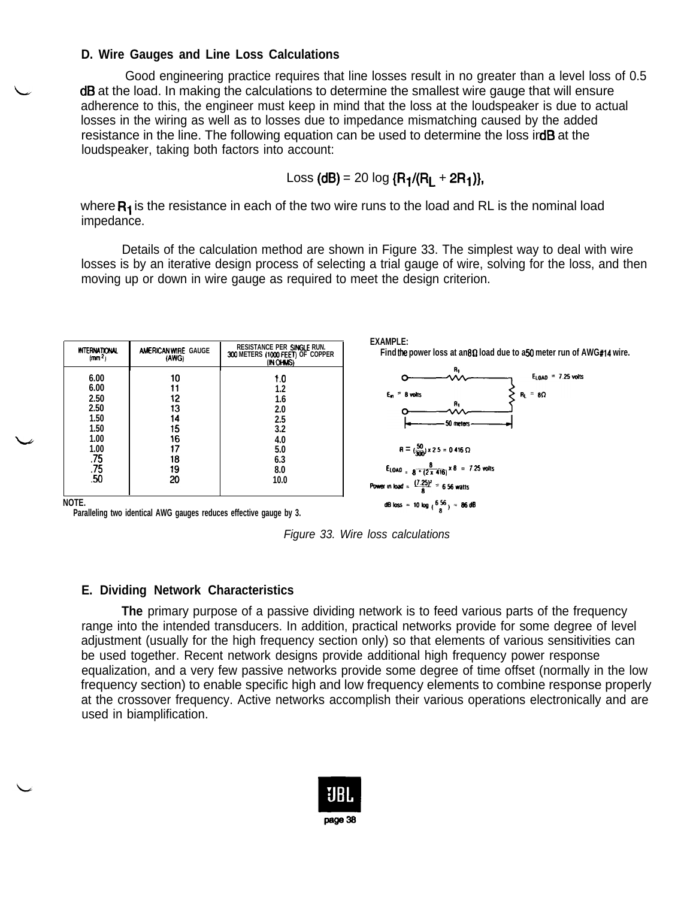### D. Wire Gauges and Line Loss Calculations

Good engineering practice requires that line losses result in no greater than a level loss of 0.5 dB at the load. In making the calculations to determine the smallest wire gauge that will ensure adherence to this, the engineer must keep in mind that the loss at the loudspeaker is due to actual losses in the wiring as well as to losses due to impedance mismatching caused by the added resistance in the line. The following equation can be used to determine the loss in dB at the loudspeaker, taking both factors into account:

$$\text{Loss (dB)} = 20 \log \{R_1/(R_L + 2R_1)\},$$

where $R_1$ is the resistance in each of the two wire runs to the load and RL is the nominal load impedance.

Details of the calculation method are shown in Figure 33. The simplest way to deal with wire losses is by an iterative design process of selecting a trial gauge of wire, solving for the loss, and then moving up or down in wire gauge as required to meet the design criterion.

| INTERNATIONAL ($mm^2$) | AMERICAN WIRE GAUGE (AWG) | RESISTANCE PER SINGLE RUN. 300 METERS (1000 FEET) OF COPPER (IN OHMS) |
|---|---|---|
| 6.00 | 10 | 1.0 |
| 6.00 | 11 | 1.2 |
| 2.50 | 12 | 1.6 |
| 2.50 | 13 | 2.0 |
| 1.50 | 14 | 2.5 |
| 1.50 | 15 | 3.2 |
| 1.00 | 16 | 4.0 |
| 1.00 | 17 | 5.0 |
| .75 | 18 | 6.3 |
| .75 | 19 | 8.0 |
| .50 | 20 | 10.0 |

NOTE.
Paralleling two identical AWG gauges reduces effective gauge by 3.

EXAMPLE:
Find the power loss at an 8Ω load due to a 50 meter run of AWG #14 wire.

$E_{in}$ = 8 volts, $R_L$ = 8Ω, $E_{LOAD}$ = 7.25 volts, 50 meters

$$R = \left(\frac{50}{300}\right) \times 2.5 = 0.416\ \Omega$$

$$E_{LOAD} = \frac{8}{8 + (2 \times .416)} \times 8 = 7.25 \text{ volts}$$

$$\text{Power in load} = \frac{(7.25)^2}{8} = 6.56 \text{ watts}$$

$$\text{dB loss} = 10 \log \left(\frac{6.56}{8}\right) = .86 \text{ dB}$$

*Figure 33. Wire loss calculations*

### E. Dividing Network Characteristics

**The** primary purpose of a passive dividing network is to feed various parts of the frequency range into the intended transducers. In addition, practical networks provide for some degree of level adjustment (usually for the high frequency section only) so that elements of various sensitivities can be used together. Recent network designs provide additional high frequency power response equalization, and a very few passive networks provide some degree of time offset (normally in the low frequency section) to enable specific high and low frequency elements to combine response properly at the crossover frequency. Active networks accomplish their various operations electronically and are used in biamplification.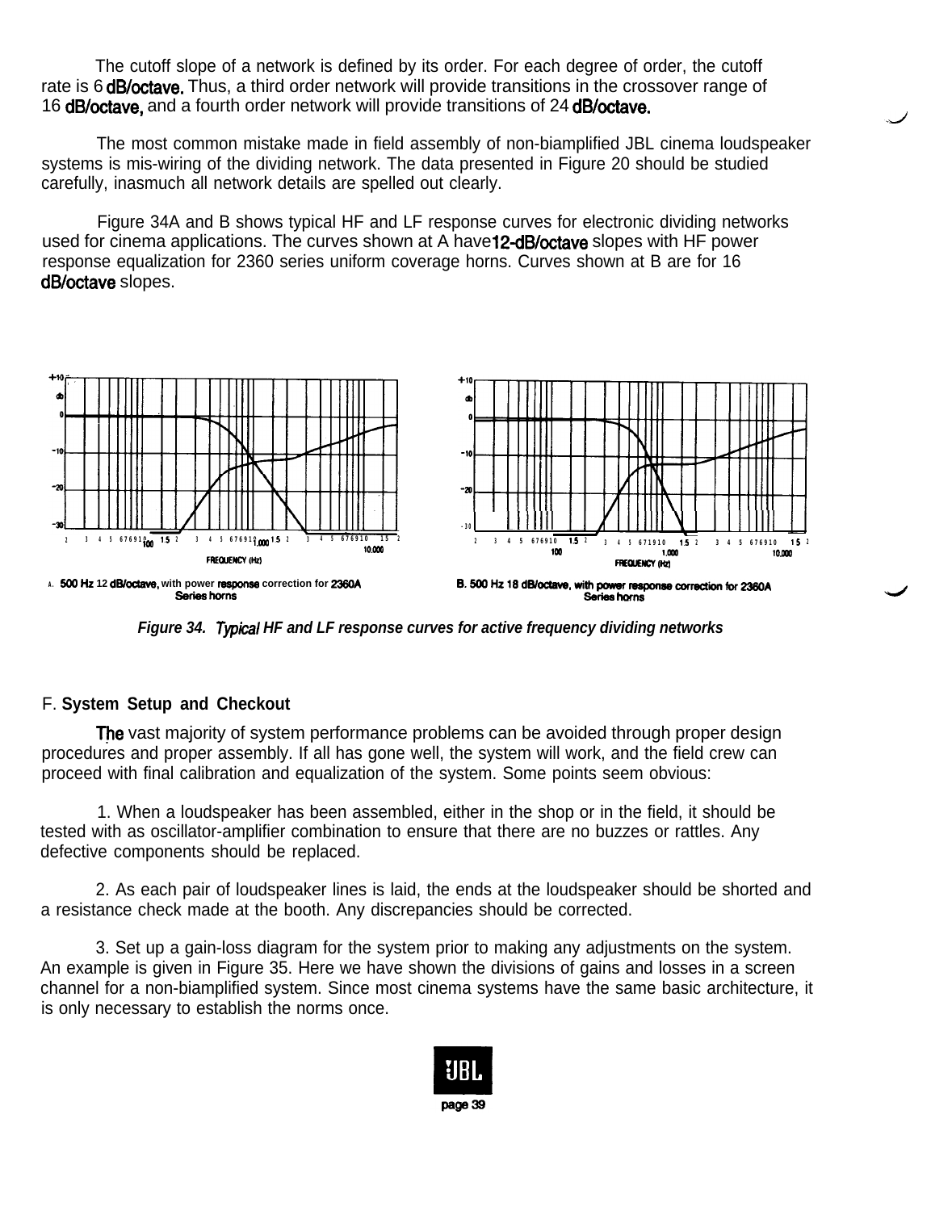The cutoff slope of a network is defined by its order. For each degree of order, the cutoff rate is 6 dB/octave. Thus, a third order network will provide transitions in the crossover range of 16 dB/octave, and a fourth order network will provide transitions of 24 dB/octave.

The most common mistake made in field assembly of non-biamplified JBL cinema loudspeaker systems is mis-wiring of the dividing network. The data presented in Figure 20 should be studied carefully, inasmuch all network details are spelled out clearly.

Figure 34A and B shows typical HF and LF response curves for electronic dividing networks used for cinema applications. The curves shown at A have 12-dB/octave slopes with HF power response equalization for 2360 series uniform coverage horns. Curves shown at B are for 16 dB/octave slopes.

A. 500 Hz 12 dB/octave, with power response correction for 2360A Series horns

B. 500 Hz 18 dB/octave, with power response correction for 2360A Series horns

*Figure 34. Typical HF and LF response curves for active frequency dividing networks*

F. **System Setup and Checkout**

The vast majority of system performance problems can be avoided through proper design procedures and proper assembly. If all has gone well, the system will work, and the field crew can proceed with final calibration and equalization of the system. Some points seem obvious:

1. When a loudspeaker has been assembled, either in the shop or in the field, it should be tested with as oscillator-amplifier combination to ensure that there are no buzzes or rattles. Any defective components should be replaced.

2. As each pair of loudspeaker lines is laid, the ends at the loudspeaker should be shorted and a resistance check made at the booth. Any discrepancies should be corrected.

3. Set up a gain-loss diagram for the system prior to making any adjustments on the system. An example is given in Figure 35. Here we have shown the divisions of gains and losses in a screen channel for a non-biamplified system. Since most cinema systems have the same basic architecture, it is only necessary to establish the norms once.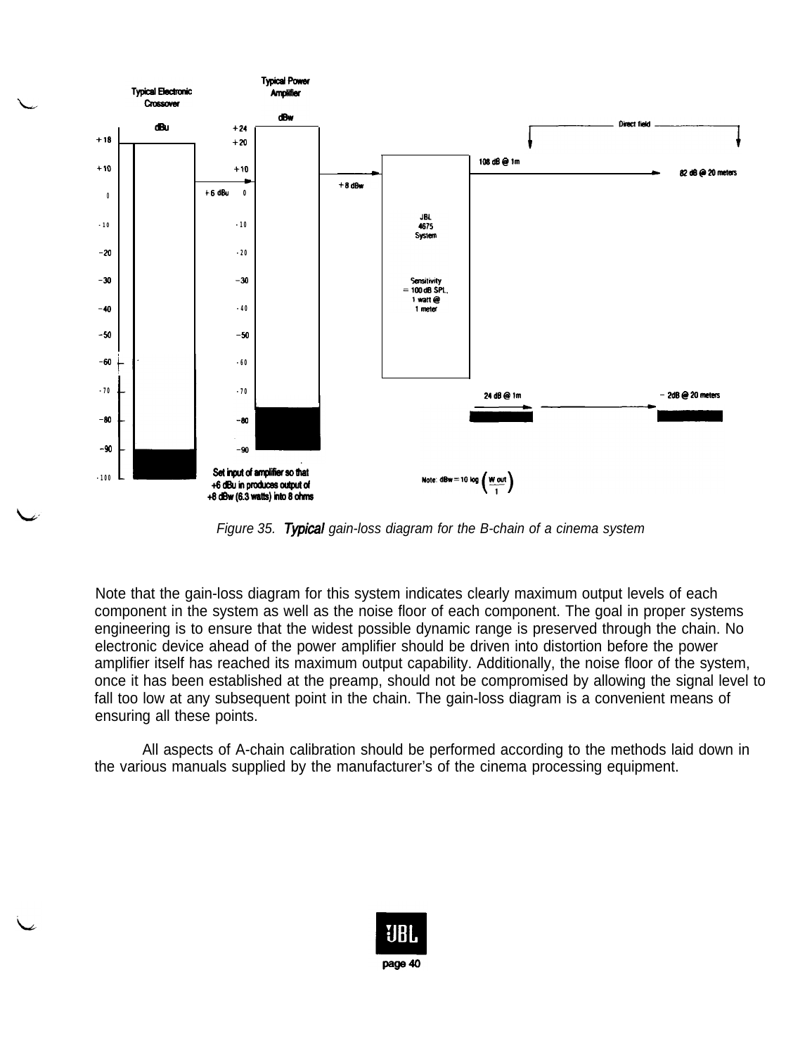Figure 35. *Typical* gain-loss diagram for the B-chain of a cinema system

Note that the gain-loss diagram for this system indicates clearly maximum output levels of each component in the system as well as the noise floor of each component. The goal in proper systems engineering is to ensure that the widest possible dynamic range is preserved through the chain. No electronic device ahead of the power amplifier should be driven into distortion before the power amplifier itself has reached its maximum output capability. Additionally, the noise floor of the system, once it has been established at the preamp, should not be compromised by allowing the signal level to fall too low at any subsequent point in the chain. The gain-loss diagram is a convenient means of ensuring all these points.

All aspects of A-chain calibration should be performed according to the methods laid down in the various manuals supplied by the manufacturer's of the cinema processing equipment.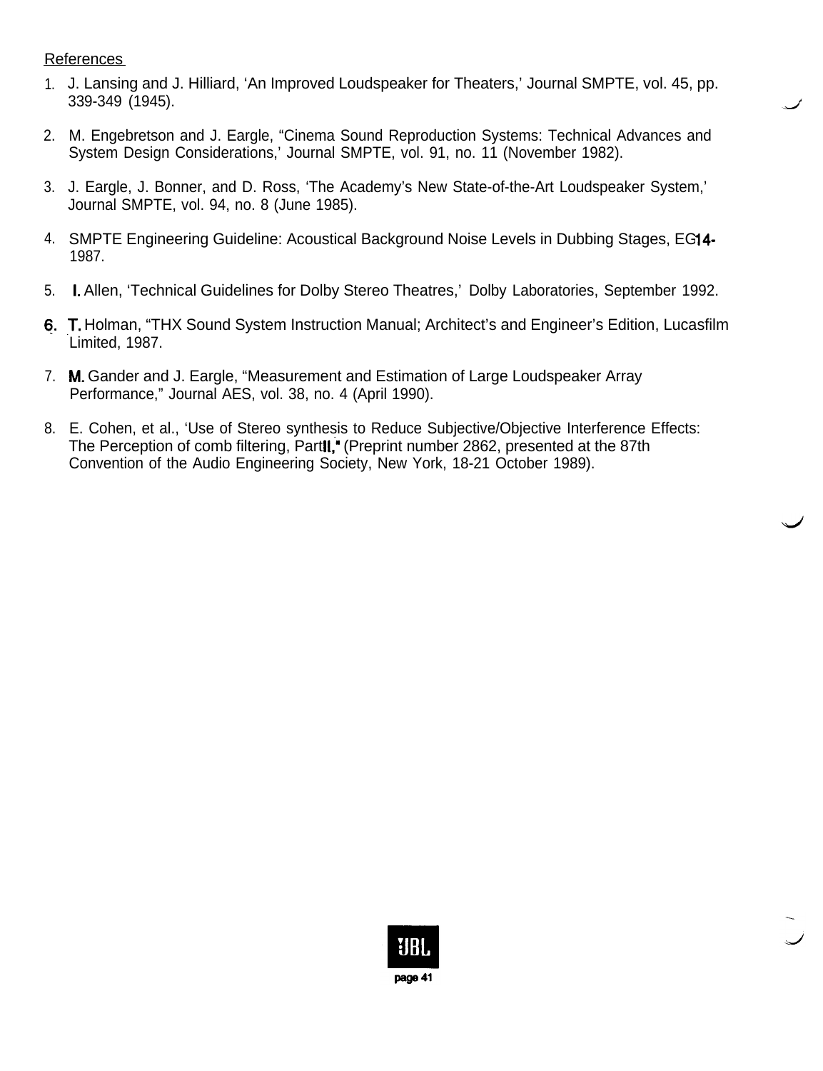## References

1. J. Lansing and J. Hilliard, 'An Improved Loudspeaker for Theaters,' Journal SMPTE, vol. 45, pp. 339-349 (1945).

2. M. Engebretson and J. Eargle, "Cinema Sound Reproduction Systems: Technical Advances and System Design Considerations,' Journal SMPTE, vol. 91, no. 11 (November 1982).

3. J. Eargle, J. Bonner, and D. Ross, 'The Academy's New State-of-the-Art Loudspeaker System,' Journal SMPTE, vol. 94, no. 8 (June 1985).

4. SMPTE Engineering Guideline: Acoustical Background Noise Levels in Dubbing Stages, EG14-1987.

5. I. Allen, 'Technical Guidelines for Dolby Stereo Theatres,' Dolby Laboratories, September 1992.

6. T. Holman, "THX Sound System Instruction Manual; Architect's and Engineer's Edition, Lucasfilm Limited, 1987.

7. M. Gander and J. Eargle, "Measurement and Estimation of Large Loudspeaker Array Performance," Journal AES, vol. 38, no. 4 (April 1990).

8. E. Cohen, et al., 'Use of Stereo synthesis to Reduce Subjective/Objective Interference Effects: The Perception of comb filtering, Part II," (Preprint number 2862, presented at the 87th Convention of the Audio Engineering Society, New York, 18-21 October 1989).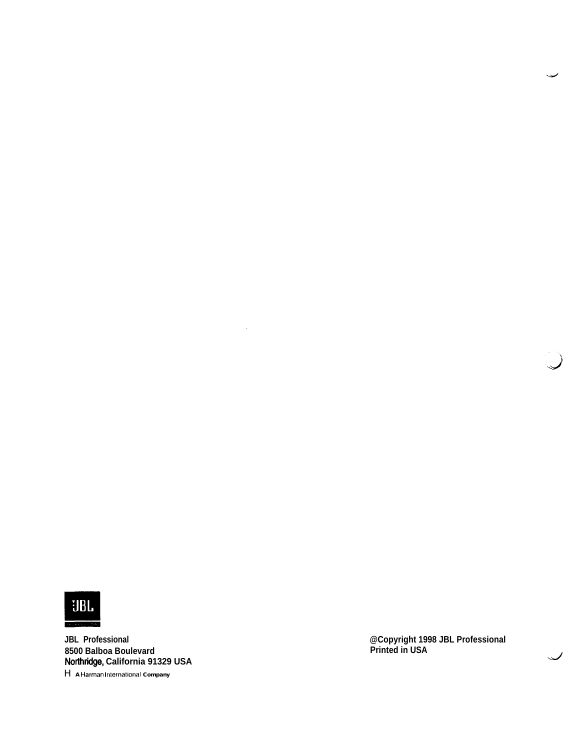JBL Professional
8500 Balboa Boulevard
Northridge, California 91329 USA
H A Harman International Company

@Copyright 1998 JBL Professional
Printed in USA